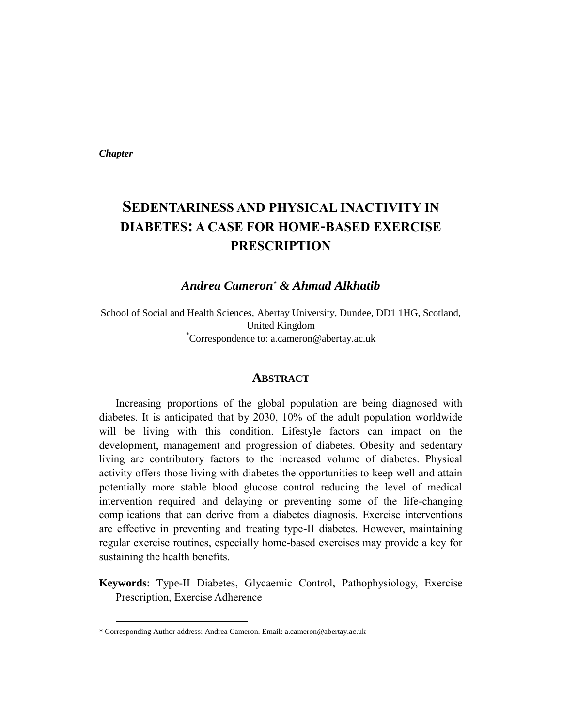*Chapter*

# SEDENTARINESS AND PHYSICAL INACTIVITY IN DIABETES: A CASE FOR HOME-BASED EXERCISE PRESCRIPTION

***Andrea Cameron*** [*] ***& Ahmad Alkhatib***

School of Social and Health Sciences, Abertay University, Dundee, DD1 1HG, Scotland, United Kingdom
[*]Correspondence to: a.cameron@abertay.ac.uk

## ABSTRACT

Increasing proportions of the global population are being diagnosed with diabetes. It is anticipated that by 2030, 10% of the adult population worldwide will be living with this condition. Lifestyle factors can impact on the development, management and progression of diabetes. Obesity and sedentary living are contributory factors to the increased volume of diabetes. Physical activity offers those living with diabetes the opportunities to keep well and attain potentially more stable blood glucose control reducing the level of medical intervention required and delaying or preventing some of the life-changing complications that can derive from a diabetes diagnosis. Exercise interventions are effective in preventing and treating type-II diabetes. However, maintaining regular exercise routines, especially home-based exercises may provide a key for sustaining the health benefits.

**Keywords**: Type-II Diabetes, Glycaemic Control, Pathophysiology, Exercise Prescription, Exercise Adherence

---

* Corresponding Author address: Andrea Cameron. Email: a.cameron@abertay.ac.uk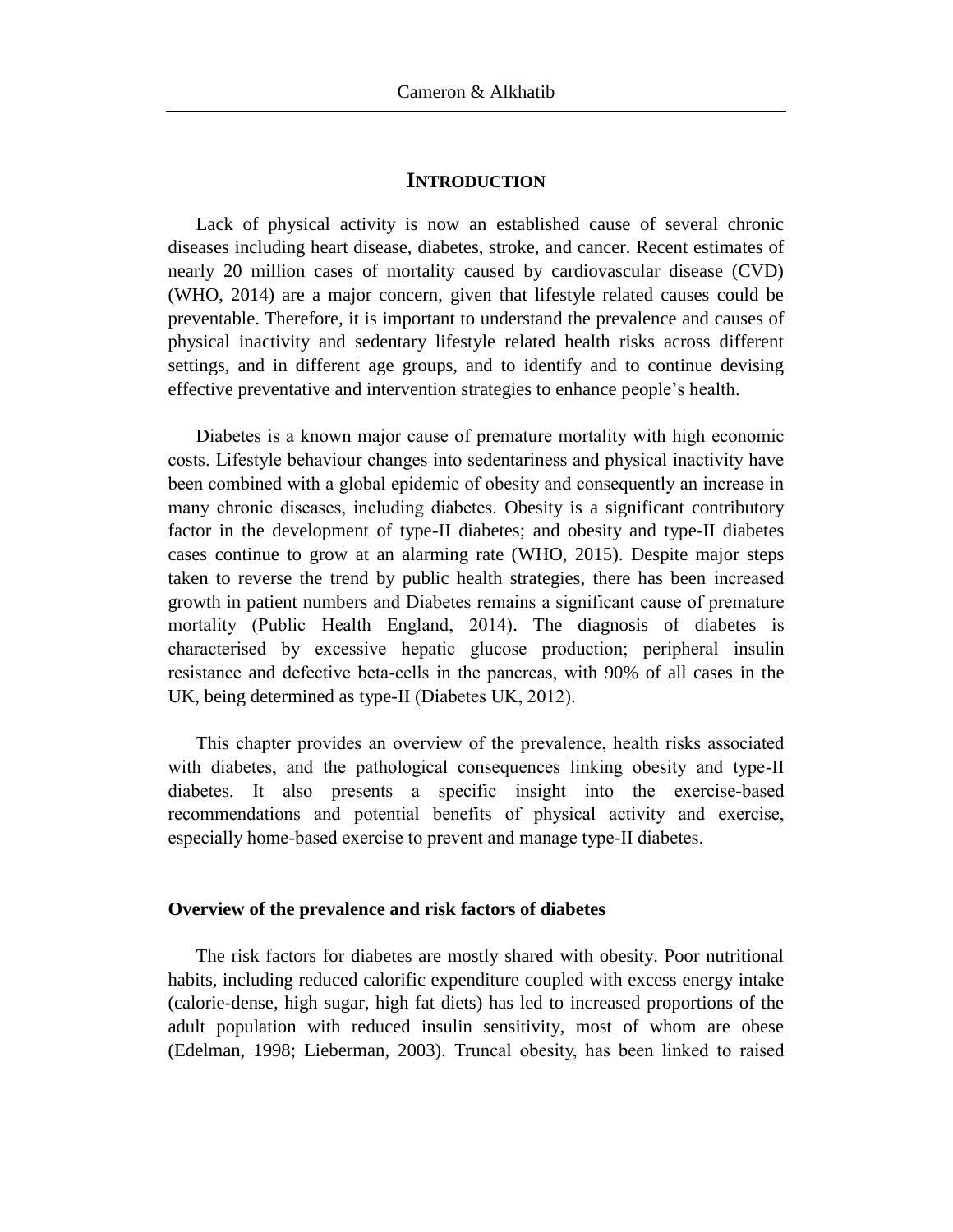## INTRODUCTION

Lack of physical activity is now an established cause of several chronic diseases including heart disease, diabetes, stroke, and cancer. Recent estimates of nearly 20 million cases of mortality caused by cardiovascular disease (CVD) (WHO, 2014) are a major concern, given that lifestyle related causes could be preventable. Therefore, it is important to understand the prevalence and causes of physical inactivity and sedentary lifestyle related health risks across different settings, and in different age groups, and to identify and to continue devising effective preventative and intervention strategies to enhance people's health.

Diabetes is a known major cause of premature mortality with high economic costs. Lifestyle behaviour changes into sedentariness and physical inactivity have been combined with a global epidemic of obesity and consequently an increase in many chronic diseases, including diabetes. Obesity is a significant contributory factor in the development of type-II diabetes; and obesity and type-II diabetes cases continue to grow at an alarming rate (WHO, 2015). Despite major steps taken to reverse the trend by public health strategies, there has been increased growth in patient numbers and Diabetes remains a significant cause of premature mortality (Public Health England, 2014). The diagnosis of diabetes is characterised by excessive hepatic glucose production; peripheral insulin resistance and defective beta-cells in the pancreas, with 90% of all cases in the UK, being determined as type-II (Diabetes UK, 2012).

This chapter provides an overview of the prevalence, health risks associated with diabetes, and the pathological consequences linking obesity and type-II diabetes. It also presents a specific insight into the exercise-based recommendations and potential benefits of physical activity and exercise, especially home-based exercise to prevent and manage type-II diabetes.

### Overview of the prevalence and risk factors of diabetes

The risk factors for diabetes are mostly shared with obesity. Poor nutritional habits, including reduced calorific expenditure coupled with excess energy intake (calorie-dense, high sugar, high fat diets) has led to increased proportions of the adult population with reduced insulin sensitivity, most of whom are obese (Edelman, 1998; Lieberman, 2003). Truncal obesity, has been linked to raised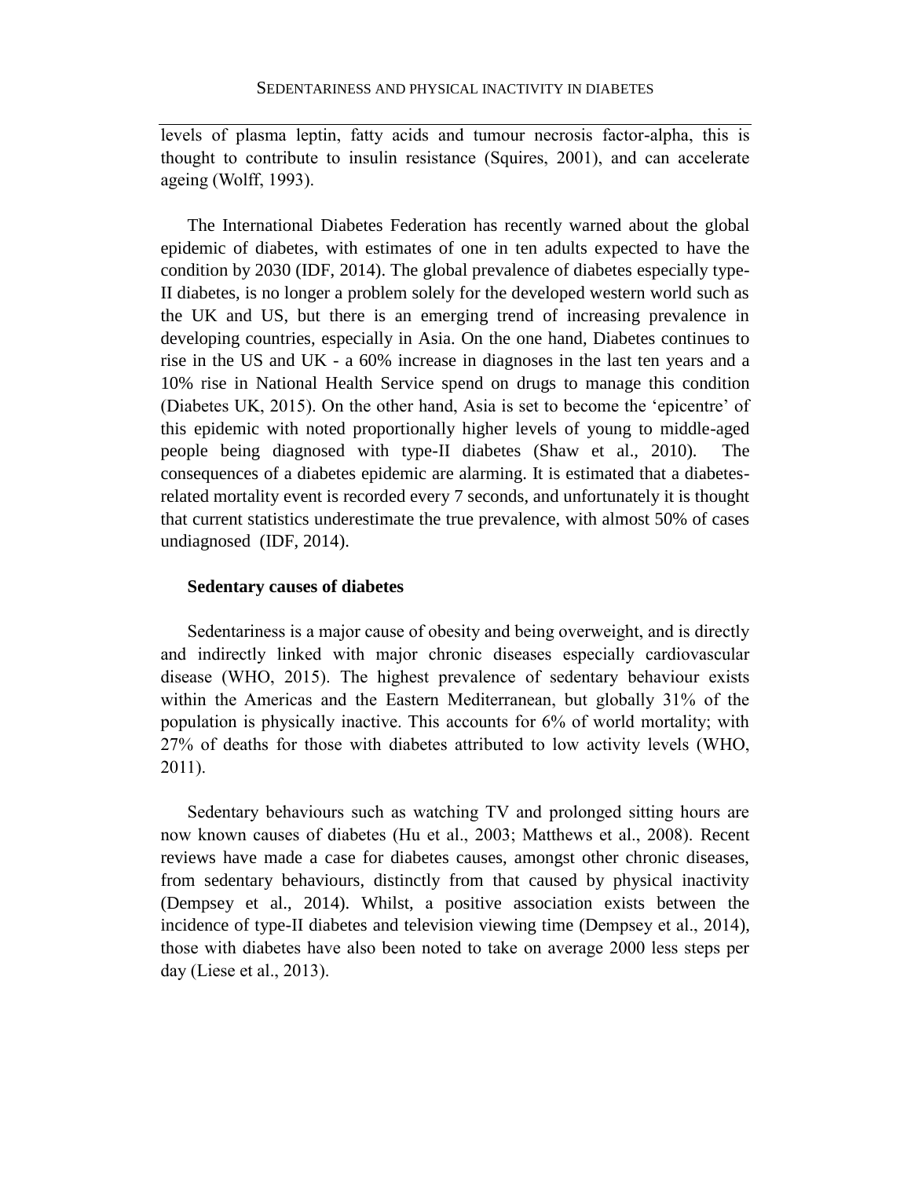levels of plasma leptin, fatty acids and tumour necrosis factor-alpha, this is thought to contribute to insulin resistance (Squires, 2001), and can accelerate ageing (Wolff, 1993).

The International Diabetes Federation has recently warned about the global epidemic of diabetes, with estimates of one in ten adults expected to have the condition by 2030 (IDF, 2014). The global prevalence of diabetes especially type-II diabetes, is no longer a problem solely for the developed western world such as the UK and US, but there is an emerging trend of increasing prevalence in developing countries, especially in Asia. On the one hand, Diabetes continues to rise in the US and UK - a 60% increase in diagnoses in the last ten years and a 10% rise in National Health Service spend on drugs to manage this condition (Diabetes UK, 2015). On the other hand, Asia is set to become the 'epicentre' of this epidemic with noted proportionally higher levels of young to middle-aged people being diagnosed with type-II diabetes (Shaw et al., 2010). The consequences of a diabetes epidemic are alarming. It is estimated that a diabetes-related mortality event is recorded every 7 seconds, and unfortunately it is thought that current statistics underestimate the true prevalence, with almost 50% of cases undiagnosed (IDF, 2014).

### Sedentary causes of diabetes

Sedentariness is a major cause of obesity and being overweight, and is directly and indirectly linked with major chronic diseases especially cardiovascular disease (WHO, 2015). The highest prevalence of sedentary behaviour exists within the Americas and the Eastern Mediterranean, but globally 31% of the population is physically inactive. This accounts for 6% of world mortality; with 27% of deaths for those with diabetes attributed to low activity levels (WHO, 2011).

Sedentary behaviours such as watching TV and prolonged sitting hours are now known causes of diabetes (Hu et al., 2003; Matthews et al., 2008). Recent reviews have made a case for diabetes causes, amongst other chronic diseases, from sedentary behaviours, distinctly from that caused by physical inactivity (Dempsey et al., 2014). Whilst, a positive association exists between the incidence of type-II diabetes and television viewing time (Dempsey et al., 2014), those with diabetes have also been noted to take on average 2000 less steps per day (Liese et al., 2013).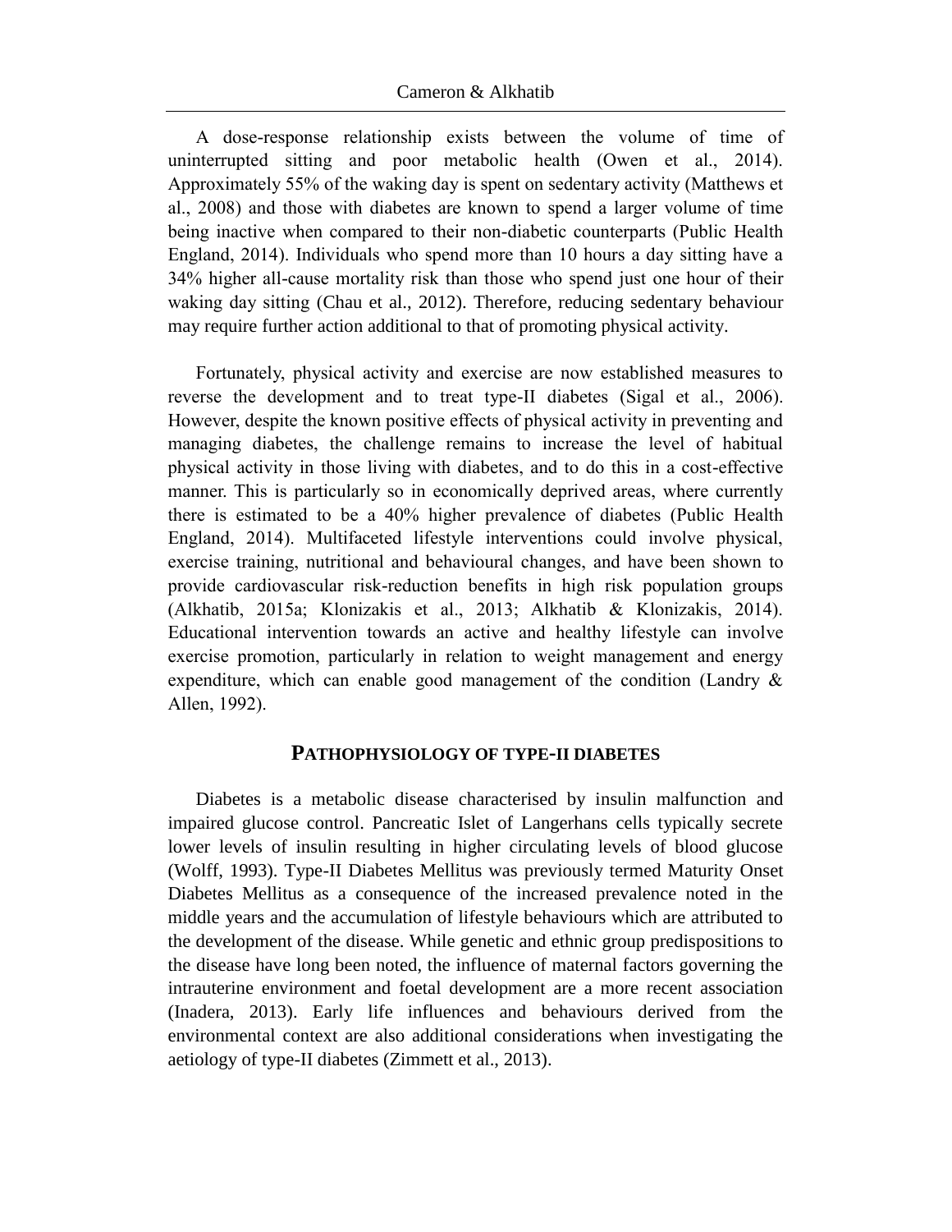A dose-response relationship exists between the volume of time of uninterrupted sitting and poor metabolic health (Owen et al., 2014). Approximately 55% of the waking day is spent on sedentary activity (Matthews et al., 2008) and those with diabetes are known to spend a larger volume of time being inactive when compared to their non-diabetic counterparts (Public Health England, 2014). Individuals who spend more than 10 hours a day sitting have a 34% higher all-cause mortality risk than those who spend just one hour of their waking day sitting (Chau et al., 2012). Therefore, reducing sedentary behaviour may require further action additional to that of promoting physical activity.

Fortunately, physical activity and exercise are now established measures to reverse the development and to treat type-II diabetes (Sigal et al., 2006). However, despite the known positive effects of physical activity in preventing and managing diabetes, the challenge remains to increase the level of habitual physical activity in those living with diabetes, and to do this in a cost-effective manner. This is particularly so in economically deprived areas, where currently there is estimated to be a 40% higher prevalence of diabetes (Public Health England, 2014). Multifaceted lifestyle interventions could involve physical, exercise training, nutritional and behavioural changes, and have been shown to provide cardiovascular risk-reduction benefits in high risk population groups (Alkhatib, 2015a; Klonizakis et al., 2013; Alkhatib & Klonizakis, 2014). Educational intervention towards an active and healthy lifestyle can involve exercise promotion, particularly in relation to weight management and energy expenditure, which can enable good management of the condition (Landry & Allen, 1992).

## PATHOPHYSIOLOGY OF TYPE-II DIABETES

Diabetes is a metabolic disease characterised by insulin malfunction and impaired glucose control. Pancreatic Islet of Langerhans cells typically secrete lower levels of insulin resulting in higher circulating levels of blood glucose (Wolff, 1993). Type-II Diabetes Mellitus was previously termed Maturity Onset Diabetes Mellitus as a consequence of the increased prevalence noted in the middle years and the accumulation of lifestyle behaviours which are attributed to the development of the disease. While genetic and ethnic group predispositions to the disease have long been noted, the influence of maternal factors governing the intrauterine environment and foetal development are a more recent association (Inadera, 2013). Early life influences and behaviours derived from the environmental context are also additional considerations when investigating the aetiology of type-II diabetes (Zimmett et al., 2013).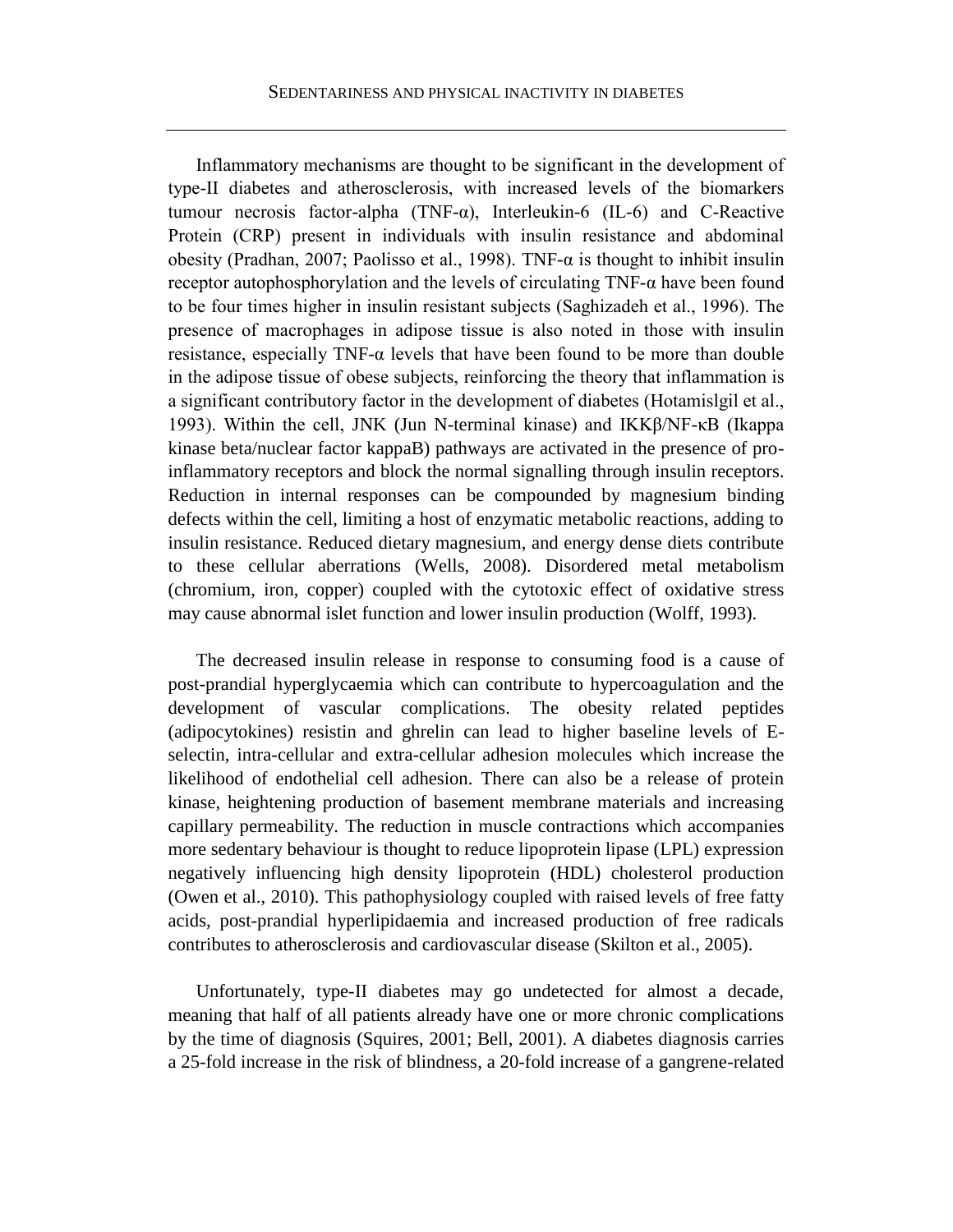Inflammatory mechanisms are thought to be significant in the development of type-II diabetes and atherosclerosis, with increased levels of the biomarkers tumour necrosis factor-alpha (TNF-α), Interleukin-6 (IL-6) and C-Reactive Protein (CRP) present in individuals with insulin resistance and abdominal obesity (Pradhan, 2007; Paolisso et al., 1998). TNF-α is thought to inhibit insulin receptor autophosphorylation and the levels of circulating TNF-α have been found to be four times higher in insulin resistant subjects (Saghizadeh et al., 1996). The presence of macrophages in adipose tissue is also noted in those with insulin resistance, especially TNF-α levels that have been found to be more than double in the adipose tissue of obese subjects, reinforcing the theory that inflammation is a significant contributory factor in the development of diabetes (Hotamislgil et al., 1993). Within the cell, JNK (Jun N-terminal kinase) and IKKβ/NF-κB (Ikappa kinase beta/nuclear factor kappaB) pathways are activated in the presence of pro-inflammatory receptors and block the normal signalling through insulin receptors. Reduction in internal responses can be compounded by magnesium binding defects within the cell, limiting a host of enzymatic metabolic reactions, adding to insulin resistance. Reduced dietary magnesium, and energy dense diets contribute to these cellular aberrations (Wells, 2008). Disordered metal metabolism (chromium, iron, copper) coupled with the cytotoxic effect of oxidative stress may cause abnormal islet function and lower insulin production (Wolff, 1993).

The decreased insulin release in response to consuming food is a cause of post-prandial hyperglycaemia which can contribute to hypercoagulation and the development of vascular complications. The obesity related peptides (adipocytokines) resistin and ghrelin can lead to higher baseline levels of E-selectin, intra-cellular and extra-cellular adhesion molecules which increase the likelihood of endothelial cell adhesion. There can also be a release of protein kinase, heightening production of basement membrane materials and increasing capillary permeability. The reduction in muscle contractions which accompanies more sedentary behaviour is thought to reduce lipoprotein lipase (LPL) expression negatively influencing high density lipoprotein (HDL) cholesterol production (Owen et al., 2010). This pathophysiology coupled with raised levels of free fatty acids, post-prandial hyperlipidaemia and increased production of free radicals contributes to atherosclerosis and cardiovascular disease (Skilton et al., 2005).

Unfortunately, type-II diabetes may go undetected for almost a decade, meaning that half of all patients already have one or more chronic complications by the time of diagnosis (Squires, 2001; Bell, 2001). A diabetes diagnosis carries a 25-fold increase in the risk of blindness, a 20-fold increase of a gangrene-related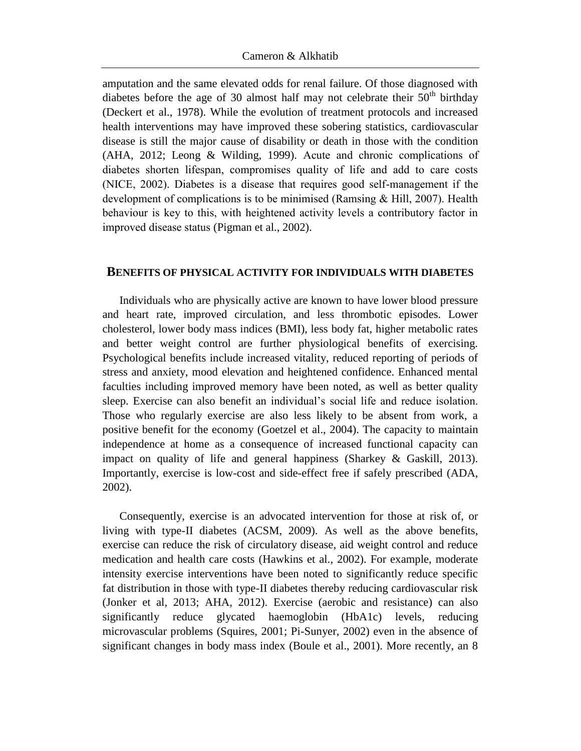amputation and the same elevated odds for renal failure. Of those diagnosed with diabetes before the age of 30 almost half may not celebrate their 50th birthday (Deckert et al., 1978). While the evolution of treatment protocols and increased health interventions may have improved these sobering statistics, cardiovascular disease is still the major cause of disability or death in those with the condition (AHA, 2012; Leong & Wilding, 1999). Acute and chronic complications of diabetes shorten lifespan, compromises quality of life and add to care costs (NICE, 2002). Diabetes is a disease that requires good self-management if the development of complications is to be minimised (Ramsing & Hill, 2007). Health behaviour is key to this, with heightened activity levels a contributory factor in improved disease status (Pigman et al., 2002).

## BENEFITS OF PHYSICAL ACTIVITY FOR INDIVIDUALS WITH DIABETES

Individuals who are physically active are known to have lower blood pressure and heart rate, improved circulation, and less thrombotic episodes. Lower cholesterol, lower body mass indices (BMI), less body fat, higher metabolic rates and better weight control are further physiological benefits of exercising. Psychological benefits include increased vitality, reduced reporting of periods of stress and anxiety, mood elevation and heightened confidence. Enhanced mental faculties including improved memory have been noted, as well as better quality sleep. Exercise can also benefit an individual's social life and reduce isolation. Those who regularly exercise are also less likely to be absent from work, a positive benefit for the economy (Goetzel et al., 2004). The capacity to maintain independence at home as a consequence of increased functional capacity can impact on quality of life and general happiness (Sharkey & Gaskill, 2013). Importantly, exercise is low-cost and side-effect free if safely prescribed (ADA, 2002).

Consequently, exercise is an advocated intervention for those at risk of, or living with type-II diabetes (ACSM, 2009). As well as the above benefits, exercise can reduce the risk of circulatory disease, aid weight control and reduce medication and health care costs (Hawkins et al., 2002). For example, moderate intensity exercise interventions have been noted to significantly reduce specific fat distribution in those with type-II diabetes thereby reducing cardiovascular risk (Jonker et al, 2013; AHA, 2012). Exercise (aerobic and resistance) can also significantly reduce glycated haemoglobin (HbA1c) levels, reducing microvascular problems (Squires, 2001; Pi-Sunyer, 2002) even in the absence of significant changes in body mass index (Boule et al., 2001). More recently, an 8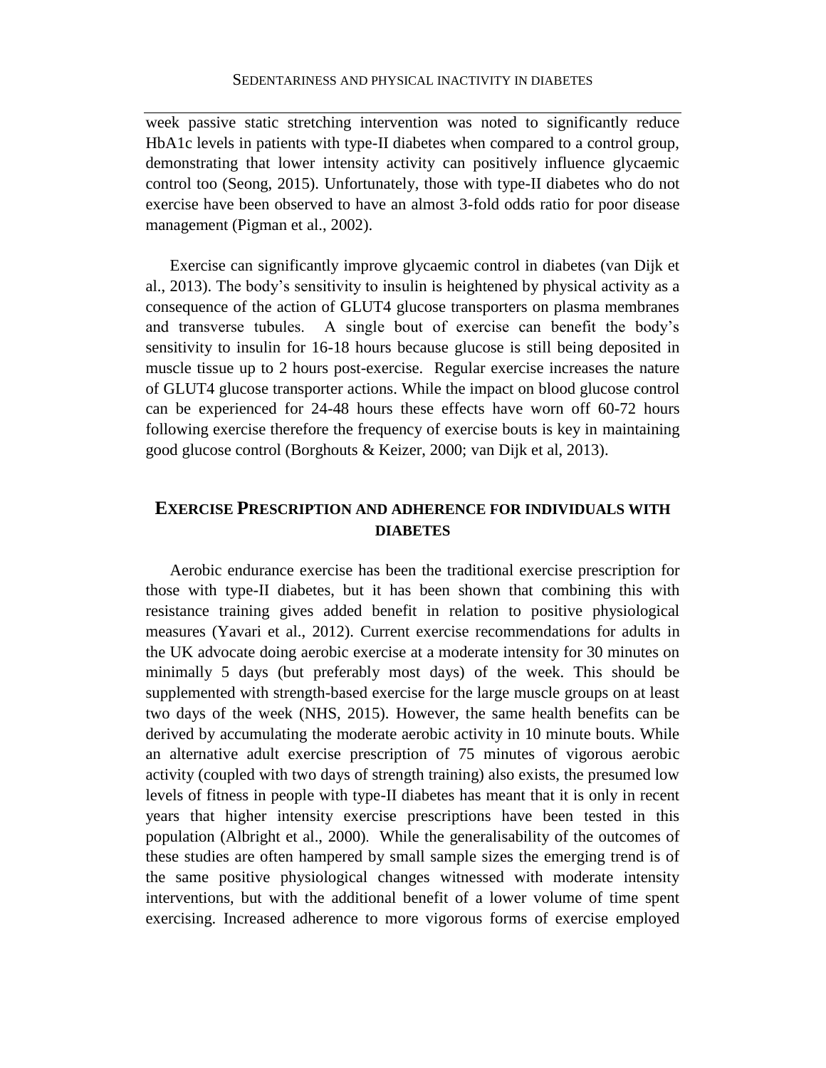week passive static stretching intervention was noted to significantly reduce HbA1c levels in patients with type-II diabetes when compared to a control group, demonstrating that lower intensity activity can positively influence glycaemic control too (Seong, 2015). Unfortunately, those with type-II diabetes who do not exercise have been observed to have an almost 3-fold odds ratio for poor disease management (Pigman et al., 2002).

Exercise can significantly improve glycaemic control in diabetes (van Dijk et al., 2013). The body's sensitivity to insulin is heightened by physical activity as a consequence of the action of GLUT4 glucose transporters on plasma membranes and transverse tubules. A single bout of exercise can benefit the body's sensitivity to insulin for 16-18 hours because glucose is still being deposited in muscle tissue up to 2 hours post-exercise. Regular exercise increases the nature of GLUT4 glucose transporter actions. While the impact on blood glucose control can be experienced for 24-48 hours these effects have worn off 60-72 hours following exercise therefore the frequency of exercise bouts is key in maintaining good glucose control (Borghouts & Keizer, 2000; van Dijk et al, 2013).

## EXERCISE PRESCRIPTION AND ADHERENCE FOR INDIVIDUALS WITH DIABETES

Aerobic endurance exercise has been the traditional exercise prescription for those with type-II diabetes, but it has been shown that combining this with resistance training gives added benefit in relation to positive physiological measures (Yavari et al., 2012). Current exercise recommendations for adults in the UK advocate doing aerobic exercise at a moderate intensity for 30 minutes on minimally 5 days (but preferably most days) of the week. This should be supplemented with strength-based exercise for the large muscle groups on at least two days of the week (NHS, 2015). However, the same health benefits can be derived by accumulating the moderate aerobic activity in 10 minute bouts. While an alternative adult exercise prescription of 75 minutes of vigorous aerobic activity (coupled with two days of strength training) also exists, the presumed low levels of fitness in people with type-II diabetes has meant that it is only in recent years that higher intensity exercise prescriptions have been tested in this population (Albright et al., 2000). While the generalisability of the outcomes of these studies are often hampered by small sample sizes the emerging trend is of the same positive physiological changes witnessed with moderate intensity interventions, but with the additional benefit of a lower volume of time spent exercising. Increased adherence to more vigorous forms of exercise employed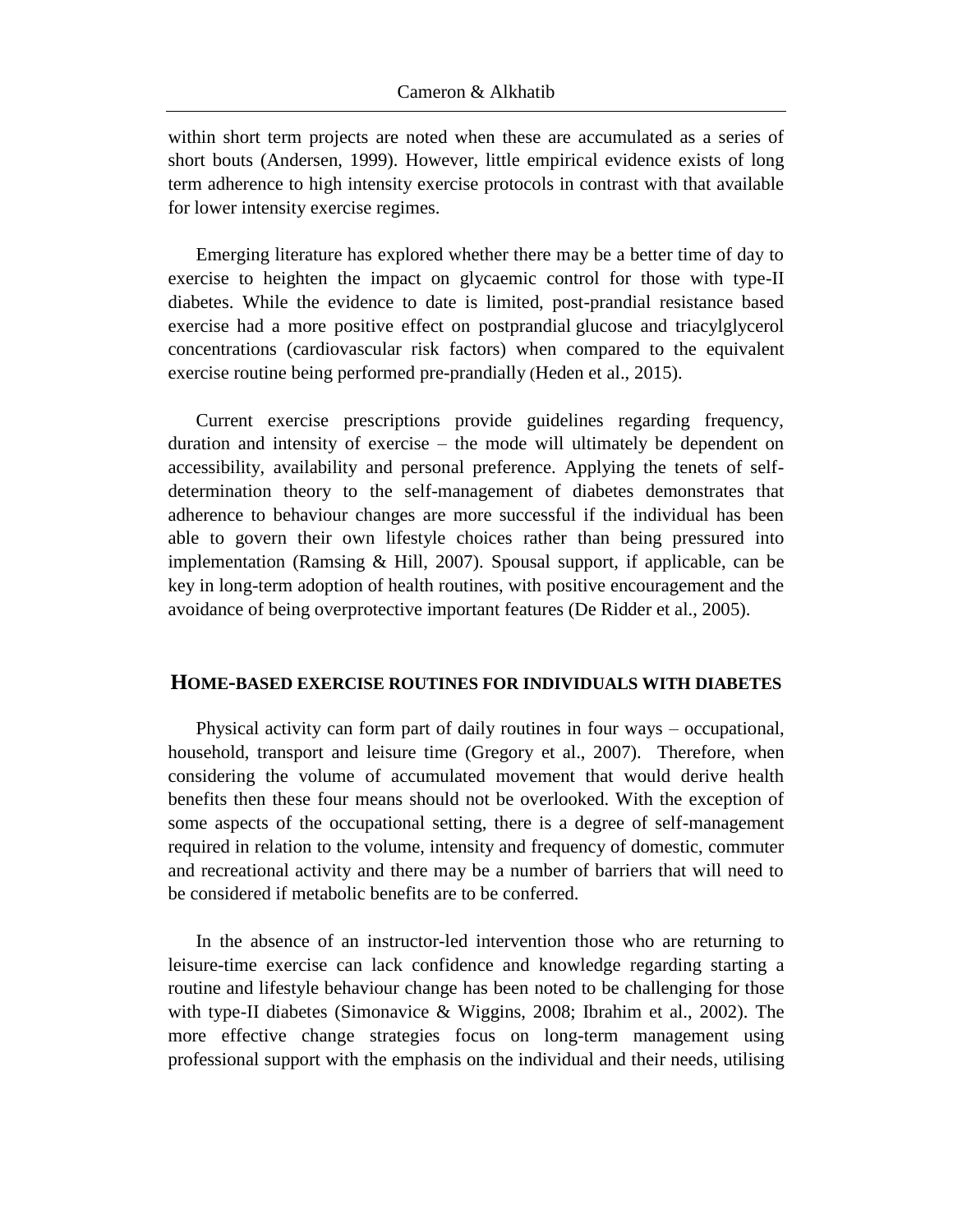within short term projects are noted when these are accumulated as a series of short bouts (Andersen, 1999). However, little empirical evidence exists of long term adherence to high intensity exercise protocols in contrast with that available for lower intensity exercise regimes.

Emerging literature has explored whether there may be a better time of day to exercise to heighten the impact on glycaemic control for those with type-II diabetes. While the evidence to date is limited, post-prandial resistance based exercise had a more positive effect on postprandial glucose and triacylglycerol concentrations (cardiovascular risk factors) when compared to the equivalent exercise routine being performed pre-prandially (Heden et al., 2015).

Current exercise prescriptions provide guidelines regarding frequency, duration and intensity of exercise – the mode will ultimately be dependent on accessibility, availability and personal preference. Applying the tenets of self-determination theory to the self-management of diabetes demonstrates that adherence to behaviour changes are more successful if the individual has been able to govern their own lifestyle choices rather than being pressured into implementation (Ramsing & Hill, 2007). Spousal support, if applicable, can be key in long-term adoption of health routines, with positive encouragement and the avoidance of being overprotective important features (De Ridder et al., 2005).

## HOME-BASED EXERCISE ROUTINES FOR INDIVIDUALS WITH DIABETES

Physical activity can form part of daily routines in four ways – occupational, household, transport and leisure time (Gregory et al., 2007). Therefore, when considering the volume of accumulated movement that would derive health benefits then these four means should not be overlooked. With the exception of some aspects of the occupational setting, there is a degree of self-management required in relation to the volume, intensity and frequency of domestic, commuter and recreational activity and there may be a number of barriers that will need to be considered if metabolic benefits are to be conferred.

In the absence of an instructor-led intervention those who are returning to leisure-time exercise can lack confidence and knowledge regarding starting a routine and lifestyle behaviour change has been noted to be challenging for those with type-II diabetes (Simonavice & Wiggins, 2008; Ibrahim et al., 2002). The more effective change strategies focus on long-term management using professional support with the emphasis on the individual and their needs, utilising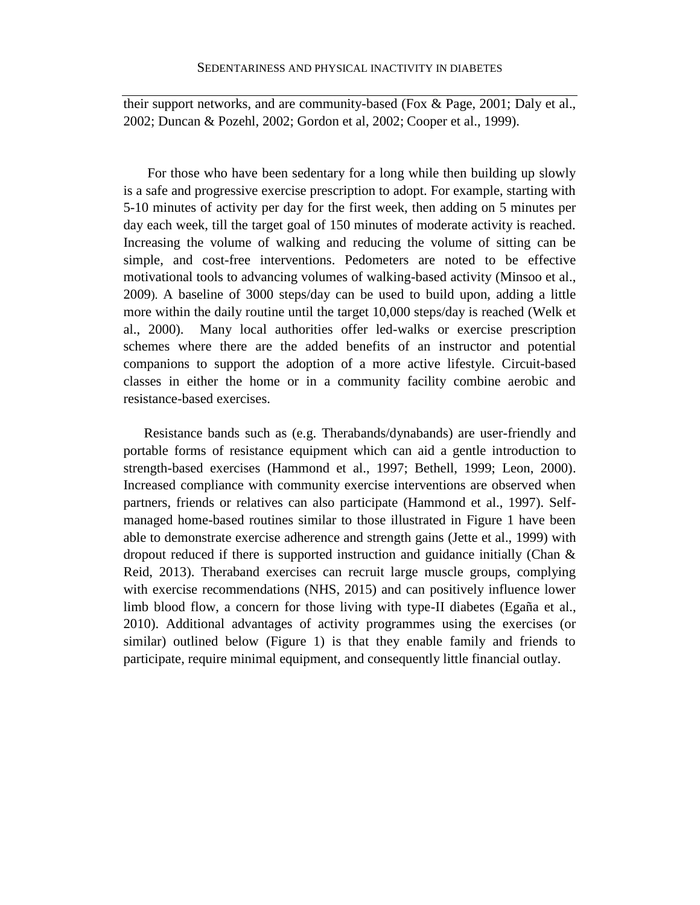their support networks, and are community-based (Fox & Page, 2001; Daly et al., 2002; Duncan & Pozehl, 2002; Gordon et al, 2002; Cooper et al., 1999).

For those who have been sedentary for a long while then building up slowly is a safe and progressive exercise prescription to adopt. For example, starting with 5-10 minutes of activity per day for the first week, then adding on 5 minutes per day each week, till the target goal of 150 minutes of moderate activity is reached. Increasing the volume of walking and reducing the volume of sitting can be simple, and cost-free interventions. Pedometers are noted to be effective motivational tools to advancing volumes of walking-based activity (Minsoo et al., 2009). A baseline of 3000 steps/day can be used to build upon, adding a little more within the daily routine until the target 10,000 steps/day is reached (Welk et al., 2000). Many local authorities offer led-walks or exercise prescription schemes where there are the added benefits of an instructor and potential companions to support the adoption of a more active lifestyle. Circuit-based classes in either the home or in a community facility combine aerobic and resistance-based exercises.

Resistance bands such as (e.g. Therabands/dynabands) are user-friendly and portable forms of resistance equipment which can aid a gentle introduction to strength-based exercises (Hammond et al., 1997; Bethell, 1999; Leon, 2000). Increased compliance with community exercise interventions are observed when partners, friends or relatives can also participate (Hammond et al., 1997). Self-managed home-based routines similar to those illustrated in Figure 1 have been able to demonstrate exercise adherence and strength gains (Jette et al., 1999) with dropout reduced if there is supported instruction and guidance initially (Chan & Reid, 2013). Theraband exercises can recruit large muscle groups, complying with exercise recommendations (NHS, 2015) and can positively influence lower limb blood flow, a concern for those living with type-II diabetes (Egaña et al., 2010). Additional advantages of activity programmes using the exercises (or similar) outlined below (Figure 1) is that they enable family and friends to participate, require minimal equipment, and consequently little financial outlay.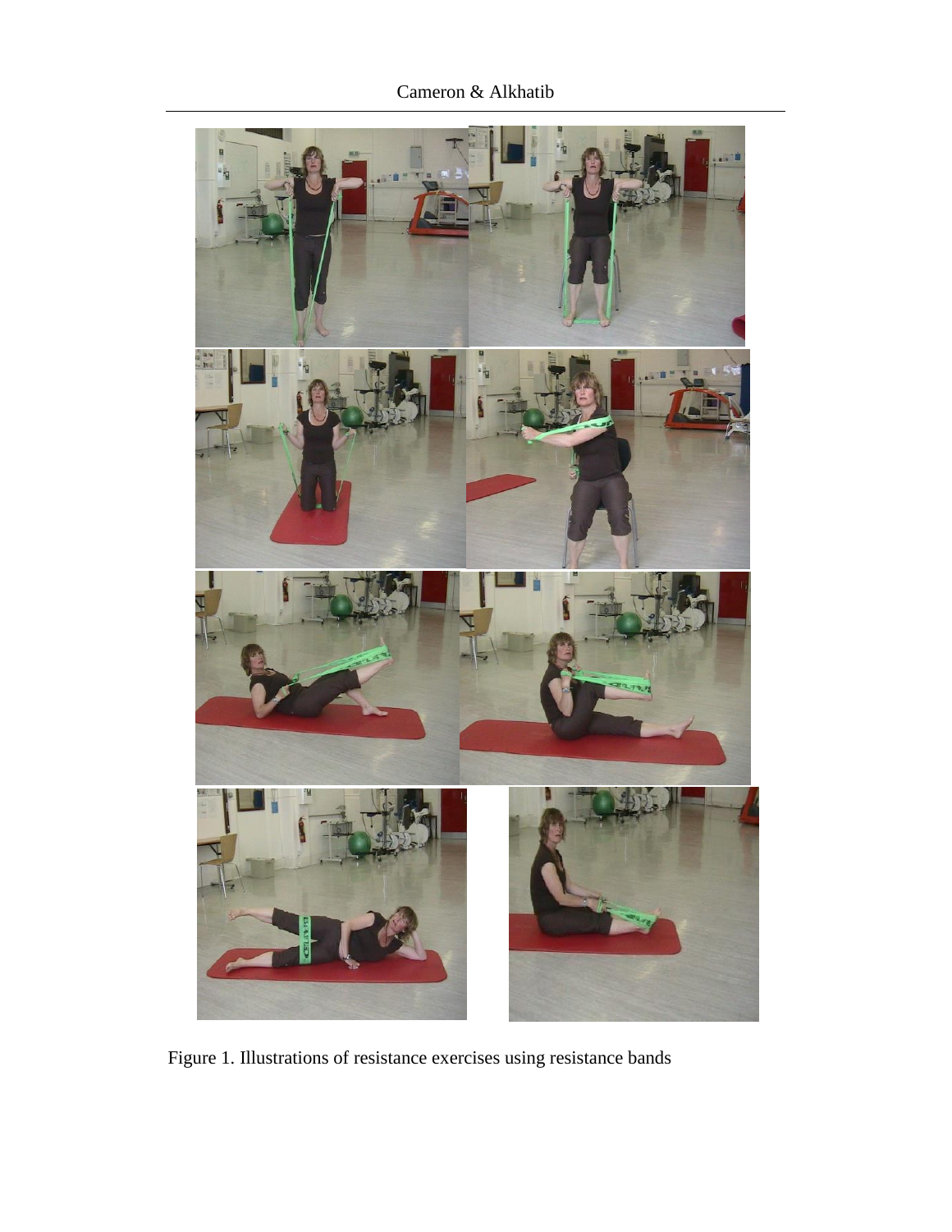Figure 1. Illustrations of resistance exercises using resistance bands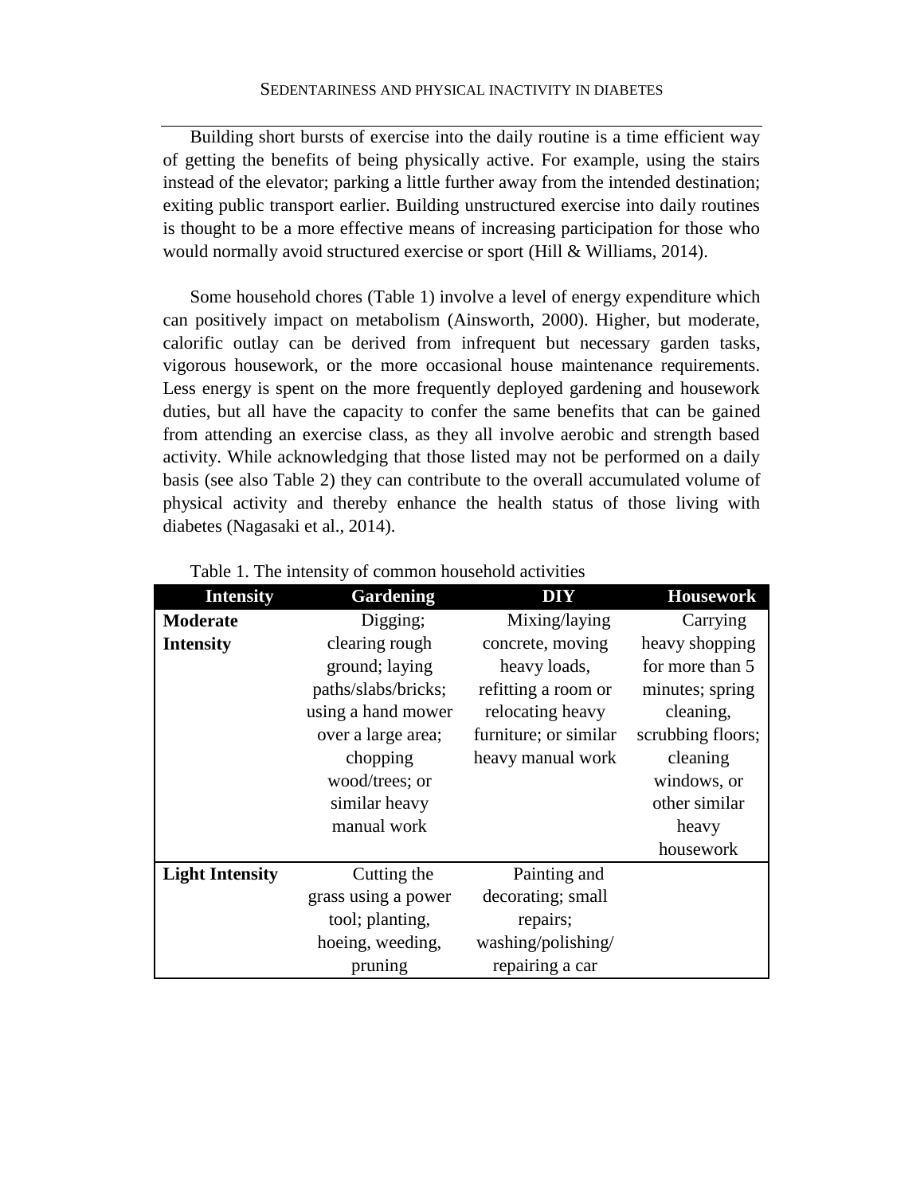Building short bursts of exercise into the daily routine is a time efficient way of getting the benefits of being physically active. For example, using the stairs instead of the elevator; parking a little further away from the intended destination; exiting public transport earlier. Building unstructured exercise into daily routines is thought to be a more effective means of increasing participation for those who would normally avoid structured exercise or sport (Hill & Williams, 2014).

Some household chores (Table 1) involve a level of energy expenditure which can positively impact on metabolism (Ainsworth, 2000). Higher, but moderate, calorific outlay can be derived from infrequent but necessary garden tasks, vigorous housework, or the more occasional house maintenance requirements. Less energy is spent on the more frequently deployed gardening and housework duties, but all have the capacity to confer the same benefits that can be gained from attending an exercise class, as they all involve aerobic and strength based activity. While acknowledging that those listed may not be performed on a daily basis (see also Table 2) they can contribute to the overall accumulated volume of physical activity and thereby enhance the health status of those living with diabetes (Nagasaki et al., 2014).

Table 1. The intensity of common household activities

| Intensity | Gardening | DIY | Housework |
|---|---|---|---|
| **Moderate Intensity** | Digging; clearing rough ground; laying paths/slabs/bricks; using a hand mower over a large area; chopping wood/trees; or similar heavy manual work | Mixing/laying concrete, moving heavy loads, refitting a room or relocating heavy furniture; or similar heavy manual work | Carrying heavy shopping for more than 5 minutes; spring cleaning, scrubbing floors; cleaning windows, or other similar heavy housework |
| **Light Intensity** | Cutting the grass using a power tool; planting, hoeing, weeding, pruning | Painting and decorating; small repairs; washing/polishing/ repairing a car | |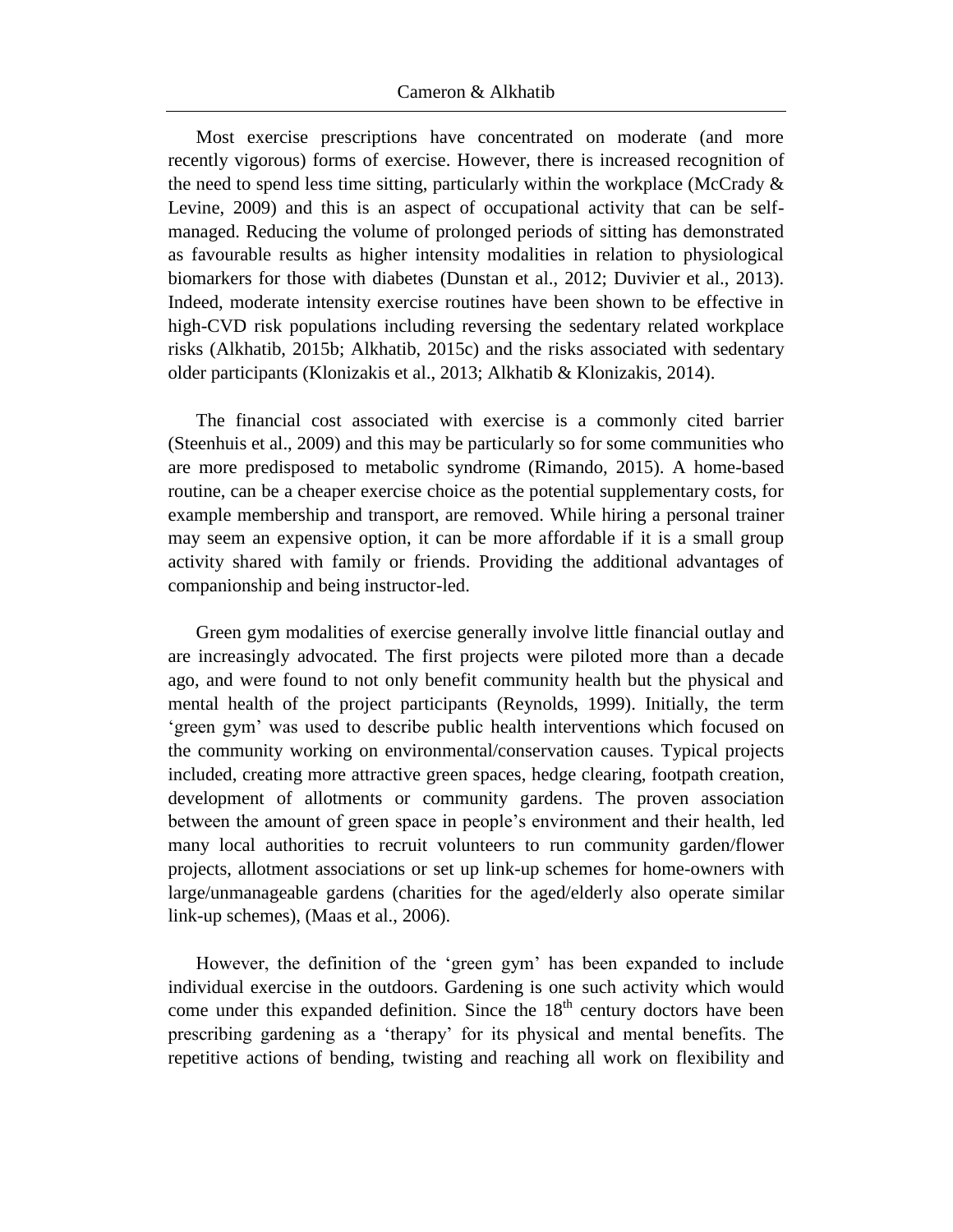Most exercise prescriptions have concentrated on moderate (and more recently vigorous) forms of exercise. However, there is increased recognition of the need to spend less time sitting, particularly within the workplace (McCrady & Levine, 2009) and this is an aspect of occupational activity that can be self-managed. Reducing the volume of prolonged periods of sitting has demonstrated as favourable results as higher intensity modalities in relation to physiological biomarkers for those with diabetes (Dunstan et al., 2012; Duvivier et al., 2013). Indeed, moderate intensity exercise routines have been shown to be effective in high-CVD risk populations including reversing the sedentary related workplace risks (Alkhatib, 2015b; Alkhatib, 2015c) and the risks associated with sedentary older participants (Klonizakis et al., 2013; Alkhatib & Klonizakis, 2014).

The financial cost associated with exercise is a commonly cited barrier (Steenhuis et al., 2009) and this may be particularly so for some communities who are more predisposed to metabolic syndrome (Rimando, 2015). A home-based routine, can be a cheaper exercise choice as the potential supplementary costs, for example membership and transport, are removed. While hiring a personal trainer may seem an expensive option, it can be more affordable if it is a small group activity shared with family or friends. Providing the additional advantages of companionship and being instructor-led.

Green gym modalities of exercise generally involve little financial outlay and are increasingly advocated. The first projects were piloted more than a decade ago, and were found to not only benefit community health but the physical and mental health of the project participants (Reynolds, 1999). Initially, the term 'green gym' was used to describe public health interventions which focused on the community working on environmental/conservation causes. Typical projects included, creating more attractive green spaces, hedge clearing, footpath creation, development of allotments or community gardens. The proven association between the amount of green space in people's environment and their health, led many local authorities to recruit volunteers to run community garden/flower projects, allotment associations or set up link-up schemes for home-owners with large/unmanageable gardens (charities for the aged/elderly also operate similar link-up schemes), (Maas et al., 2006).

However, the definition of the 'green gym' has been expanded to include individual exercise in the outdoors. Gardening is one such activity which would come under this expanded definition. Since the 18th century doctors have been prescribing gardening as a 'therapy' for its physical and mental benefits. The repetitive actions of bending, twisting and reaching all work on flexibility and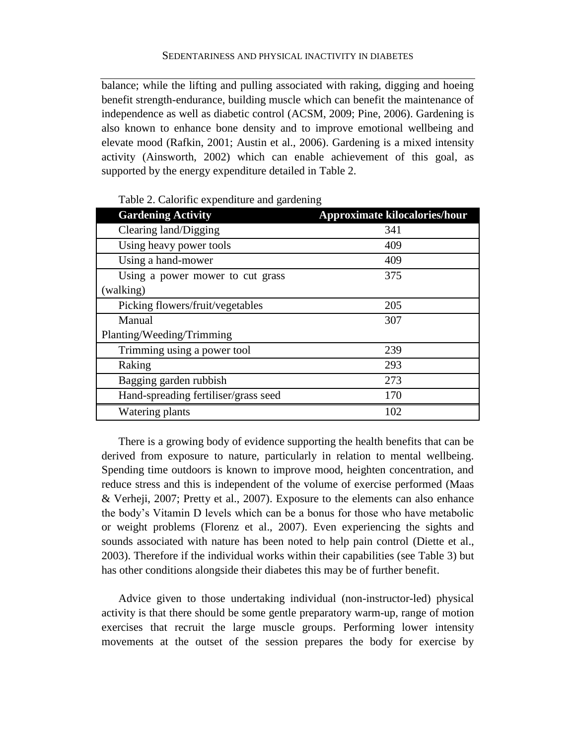balance; while the lifting and pulling associated with raking, digging and hoeing benefit strength-endurance, building muscle which can benefit the maintenance of independence as well as diabetic control (ACSM, 2009; Pine, 2006). Gardening is also known to enhance bone density and to improve emotional wellbeing and elevate mood (Rafkin, 2001; Austin et al., 2006). Gardening is a mixed intensity activity (Ainsworth, 2002) which can enable achievement of this goal, as supported by the energy expenditure detailed in Table 2.

Table 2. Calorific expenditure and gardening

| Gardening Activity | Approximate kilocalories/hour |
| --- | --- |
| Clearing land/Digging | 341 |
| Using heavy power tools | 409 |
| Using a hand-mower | 409 |
| Using a power mower to cut grass (walking) | 375 |
| Picking flowers/fruit/vegetables | 205 |
| Manual Planting/Weeding/Trimming | 307 |
| Trimming using a power tool | 239 |
| Raking | 293 |
| Bagging garden rubbish | 273 |
| Hand-spreading fertiliser/grass seed | 170 |
| Watering plants | 102 |

There is a growing body of evidence supporting the health benefits that can be derived from exposure to nature, particularly in relation to mental wellbeing. Spending time outdoors is known to improve mood, heighten concentration, and reduce stress and this is independent of the volume of exercise performed (Maas & Verheji, 2007; Pretty et al., 2007). Exposure to the elements can also enhance the body's Vitamin D levels which can be a bonus for those who have metabolic or weight problems (Florenz et al., 2007). Even experiencing the sights and sounds associated with nature has been noted to help pain control (Diette et al., 2003). Therefore if the individual works within their capabilities (see Table 3) but has other conditions alongside their diabetes this may be of further benefit.

Advice given to those undertaking individual (non-instructor-led) physical activity is that there should be some gentle preparatory warm-up, range of motion exercises that recruit the large muscle groups. Performing lower intensity movements at the outset of the session prepares the body for exercise by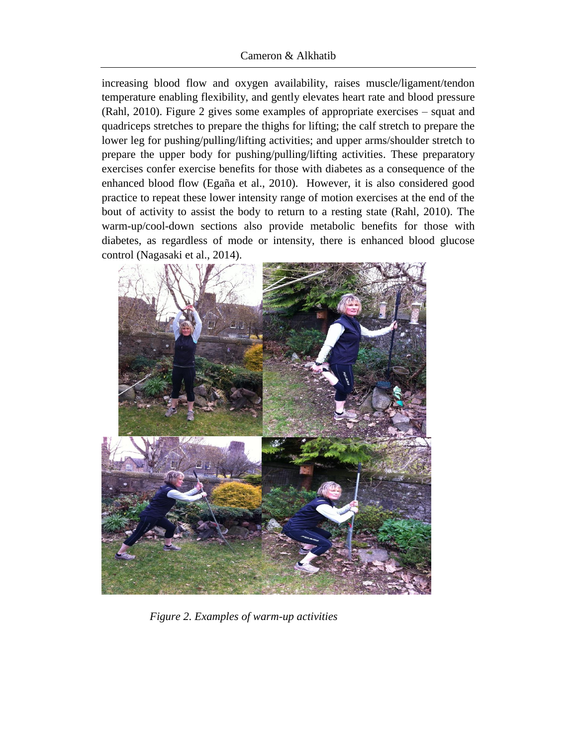increasing blood flow and oxygen availability, raises muscle/ligament/tendon temperature enabling flexibility, and gently elevates heart rate and blood pressure (Rahl, 2010). Figure 2 gives some examples of appropriate exercises – squat and quadriceps stretches to prepare the thighs for lifting; the calf stretch to prepare the lower leg for pushing/pulling/lifting activities; and upper arms/shoulder stretch to prepare the upper body for pushing/pulling/lifting activities. These preparatory exercises confer exercise benefits for those with diabetes as a consequence of the enhanced blood flow (Egaña et al., 2010). However, it is also considered good practice to repeat these lower intensity range of motion exercises at the end of the bout of activity to assist the body to return to a resting state (Rahl, 2010). The warm-up/cool-down sections also provide metabolic benefits for those with diabetes, as regardless of mode or intensity, there is enhanced blood glucose control (Nagasaki et al., 2014).

*Figure 2. Examples of warm-up activities*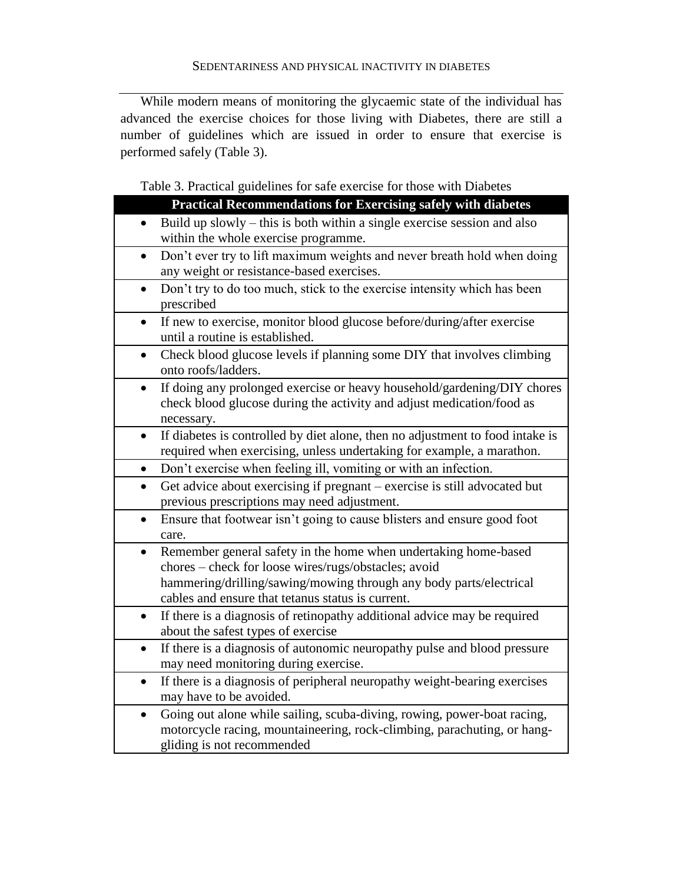While modern means of monitoring the glycaemic state of the individual has advanced the exercise choices for those living with Diabetes, there are still a number of guidelines which are issued in order to ensure that exercise is performed safely (Table 3).

Table 3. Practical guidelines for safe exercise for those with Diabetes

| **Practical Recommendations for Exercising safely with diabetes** |
|---|
| • Build up slowly – this is both within a single exercise session and also within the whole exercise programme. |
| • Don't ever try to lift maximum weights and never breath hold when doing any weight or resistance-based exercises. |
| • Don't try to do too much, stick to the exercise intensity which has been prescribed |
| • If new to exercise, monitor blood glucose before/during/after exercise until a routine is established. |
| • Check blood glucose levels if planning some DIY that involves climbing onto roofs/ladders. |
| • If doing any prolonged exercise or heavy household/gardening/DIY chores check blood glucose during the activity and adjust medication/food as necessary. |
| • If diabetes is controlled by diet alone, then no adjustment to food intake is required when exercising, unless undertaking for example, a marathon. |
| • Don't exercise when feeling ill, vomiting or with an infection. |
| • Get advice about exercising if pregnant – exercise is still advocated but previous prescriptions may need adjustment. |
| • Ensure that footwear isn't going to cause blisters and ensure good foot care. |
| • Remember general safety in the home when undertaking home-based chores – check for loose wires/rugs/obstacles; avoid hammering/drilling/sawing/mowing through any body parts/electrical cables and ensure that tetanus status is current. |
| • If there is a diagnosis of retinopathy additional advice may be required about the safest types of exercise |
| • If there is a diagnosis of autonomic neuropathy pulse and blood pressure may need monitoring during exercise. |
| • If there is a diagnosis of peripheral neuropathy weight-bearing exercises may have to be avoided. |
| • Going out alone while sailing, scuba-diving, rowing, power-boat racing, motorcycle racing, mountaineering, rock-climbing, parachuting, or hang-gliding is not recommended |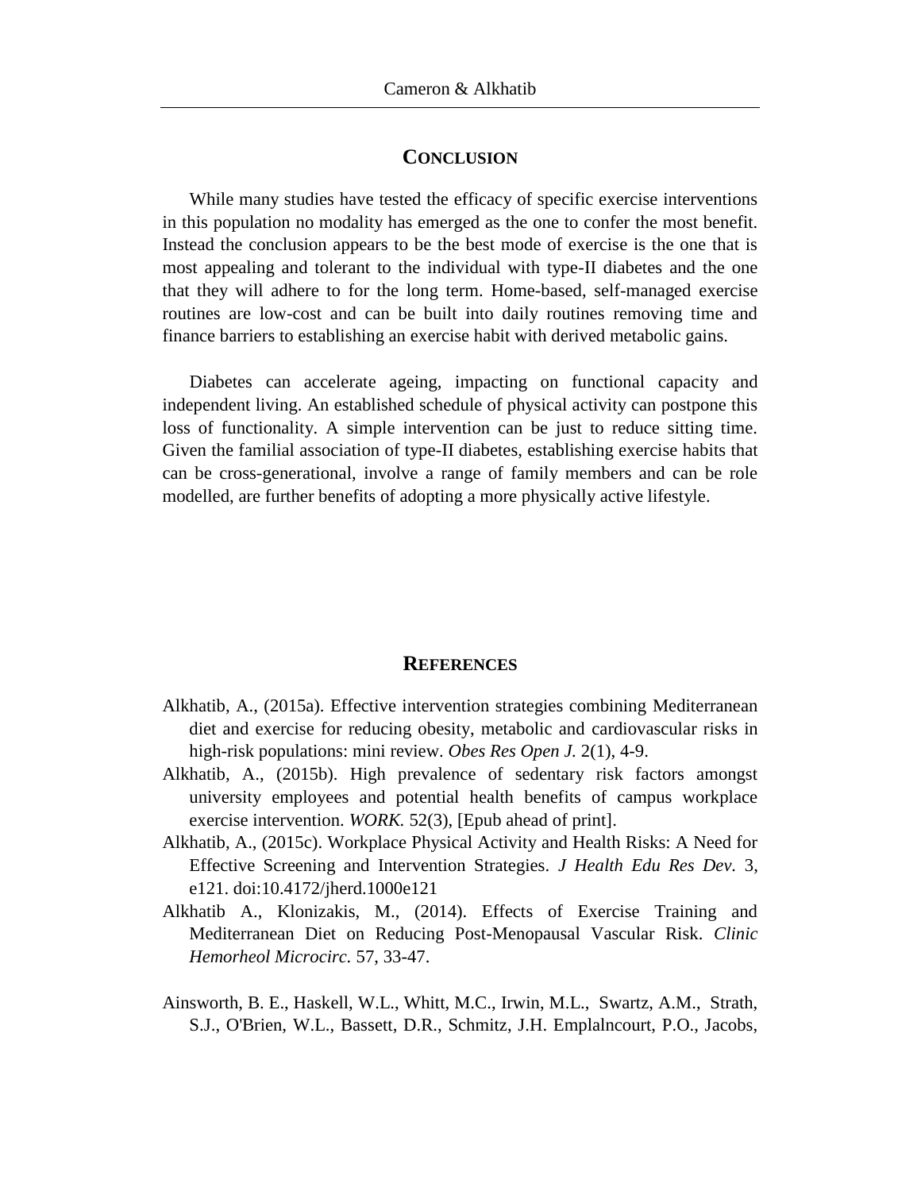## Conclusion

While many studies have tested the efficacy of specific exercise interventions in this population no modality has emerged as the one to confer the most benefit. Instead the conclusion appears to be the best mode of exercise is the one that is most appealing and tolerant to the individual with type-II diabetes and the one that they will adhere to for the long term. Home-based, self-managed exercise routines are low-cost and can be built into daily routines removing time and finance barriers to establishing an exercise habit with derived metabolic gains.

Diabetes can accelerate ageing, impacting on functional capacity and independent living. An established schedule of physical activity can postpone this loss of functionality. A simple intervention can be just to reduce sitting time. Given the familial association of type-II diabetes, establishing exercise habits that can be cross-generational, involve a range of family members and can be role modelled, are further benefits of adopting a more physically active lifestyle.

## References

Alkhatib, A., (2015a). Effective intervention strategies combining Mediterranean diet and exercise for reducing obesity, metabolic and cardiovascular risks in high-risk populations: mini review. *Obes Res Open J.* 2(1), 4-9.

Alkhatib, A., (2015b). High prevalence of sedentary risk factors amongst university employees and potential health benefits of campus workplace exercise intervention. *WORK.* 52(3), [Epub ahead of print].

Alkhatib, A., (2015c). Workplace Physical Activity and Health Risks: A Need for Effective Screening and Intervention Strategies. *J Health Edu Res Dev.* 3, e121. doi:10.4172/jherd.1000e121

Alkhatib A., Klonizakis, M., (2014). Effects of Exercise Training and Mediterranean Diet on Reducing Post-Menopausal Vascular Risk. *Clinic Hemorheol Microcirc.* 57, 33-47.

Ainsworth, B. E., Haskell, W.L., Whitt, M.C., Irwin, M.L., Swartz, A.M., Strath, S.J., O'Brien, W.L., Bassett, D.R., Schmitz, J.H. Emplalncourt, P.O., Jacobs,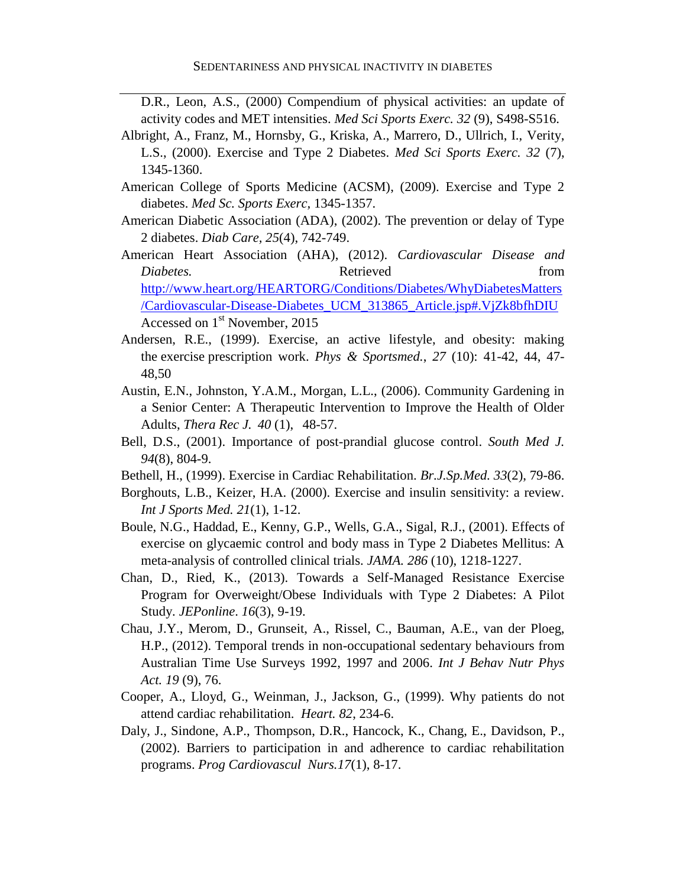D.R., Leon, A.S., (2000) Compendium of physical activities: an update of activity codes and MET intensities. *Med Sci Sports Exerc. 32* (9), S498-S516.

Albright, A., Franz, M., Hornsby, G., Kriska, A., Marrero, D., Ullrich, I., Verity, L.S., (2000). Exercise and Type 2 Diabetes. *Med Sci Sports Exerc. 32* (7), 1345-1360.

American College of Sports Medicine (ACSM), (2009). Exercise and Type 2 diabetes. *Med Sc. Sports Exerc,* 1345-1357.

American Diabetic Association (ADA), (2002). The prevention or delay of Type 2 diabetes. *Diab Care, 25*(4), 742-749.

American Heart Association (AHA), (2012). *Cardiovascular Disease and Diabetes.* Retrieved from http://www.heart.org/HEARTORG/Conditions/Diabetes/WhyDiabetesMatters/Cardiovascular-Disease-Diabetes_UCM_313865_Article.jsp#.VjZk8bfhDIU Accessed on 1st November, 2015

Andersen, R.E., (1999). Exercise, an active lifestyle, and obesity: making the exercise prescription work. *Phys & Sportsmed., 27* (10): 41-42, 44, 47-48,50

Austin, E.N., Johnston, Y.A.M., Morgan, L.L., (2006). Community Gardening in a Senior Center: A Therapeutic Intervention to Improve the Health of Older Adults, *Thera Rec J. 40* (1), 48-57.

Bell, D.S., (2001). Importance of post-prandial glucose control. *South Med J. 94*(8), 804-9.

Bethell, H., (1999). Exercise in Cardiac Rehabilitation. *Br.J.Sp.Med. 33*(2), 79-86.

Borghouts, L.B., Keizer, H.A. (2000). Exercise and insulin sensitivity: a review. *Int J Sports Med. 21*(1), 1-12.

Boule, N.G., Haddad, E., Kenny, G.P., Wells, G.A., Sigal, R.J., (2001). Effects of exercise on glycaemic control and body mass in Type 2 Diabetes Mellitus: A meta-analysis of controlled clinical trials. *JAMA. 286* (10), 1218-1227.

Chan, D., Ried, K., (2013). Towards a Self-Managed Resistance Exercise Program for Overweight/Obese Individuals with Type 2 Diabetes: A Pilot Study. *JEPonline. 16*(3), 9-19.

Chau, J.Y., Merom, D., Grunseit, A., Rissel, C., Bauman, A.E., van der Ploeg, H.P., (2012). Temporal trends in non-occupational sedentary behaviours from Australian Time Use Surveys 1992, 1997 and 2006. *Int J Behav Nutr Phys Act. 19* (9), 76.

Cooper, A., Lloyd, G., Weinman, J., Jackson, G., (1999). Why patients do not attend cardiac rehabilitation. *Heart. 82*, 234-6.

Daly, J., Sindone, A.P., Thompson, D.R., Hancock, K., Chang, E., Davidson, P., (2002). Barriers to participation in and adherence to cardiac rehabilitation programs. *Prog Cardiovascul Nurs.17*(1), 8-17.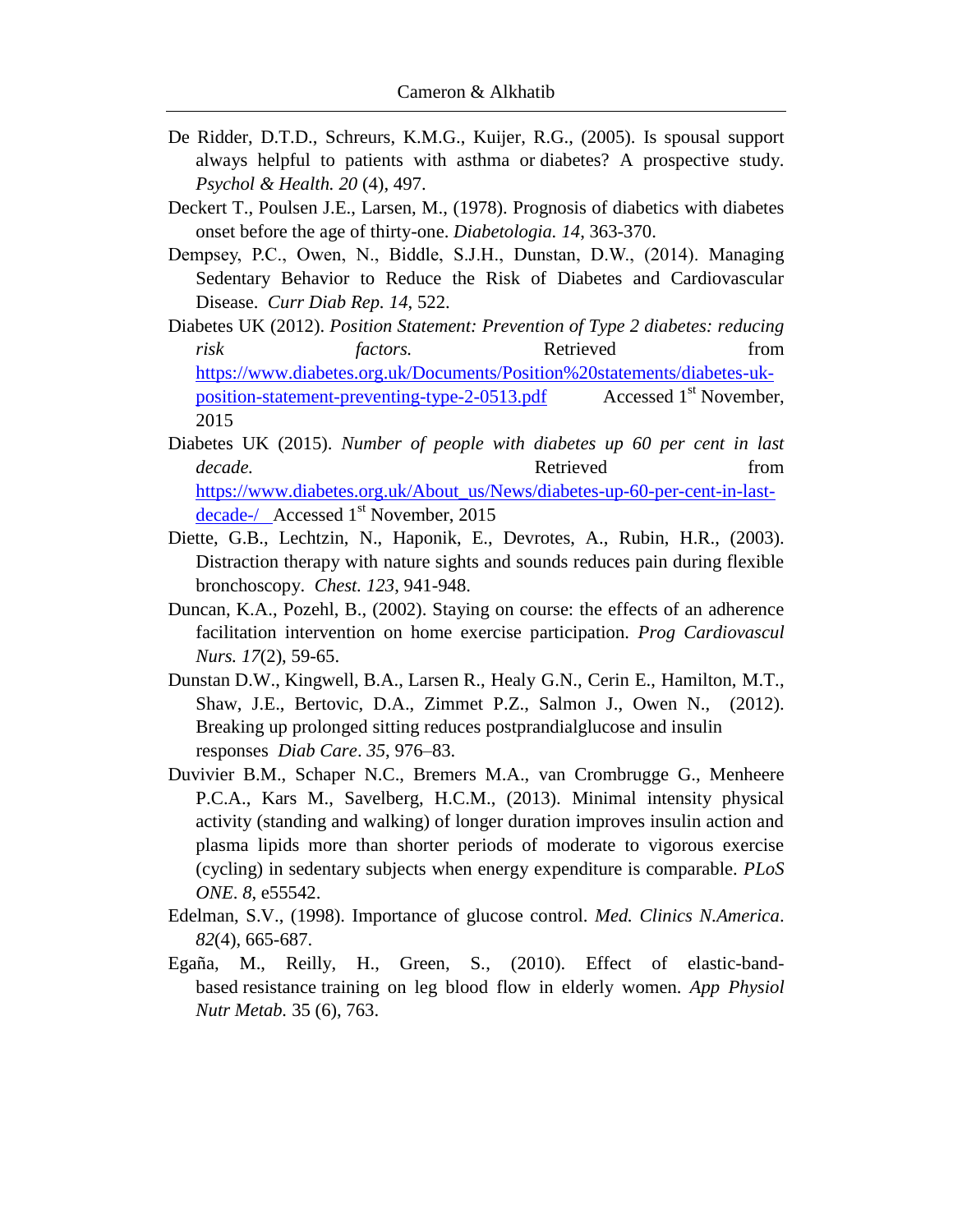De Ridder, D.T.D., Schreurs, K.M.G., Kuijer, R.G., (2005). Is spousal support always helpful to patients with asthma or diabetes? A prospective study. *Psychol & Health. 20* (4), 497.

Deckert T., Poulsen J.E., Larsen, M., (1978). Prognosis of diabetics with diabetes onset before the age of thirty-one. *Diabetologia. 14,* 363-370.

Dempsey, P.C., Owen, N., Biddle, S.J.H., Dunstan, D.W., (2014). Managing Sedentary Behavior to Reduce the Risk of Diabetes and Cardiovascular Disease. *Curr Diab Rep. 14,* 522.

Diabetes UK (2012). *Position Statement: Prevention of Type 2 diabetes: reducing risk factors.* Retrieved from https://www.diabetes.org.uk/Documents/Position%20statements/diabetes-uk-position-statement-preventing-type-2-0513.pdf Accessed 1st November, 2015

Diabetes UK (2015). *Number of people with diabetes up 60 per cent in last decade.* Retrieved from https://www.diabetes.org.uk/About_us/News/diabetes-up-60-per-cent-in-last-decade-/ Accessed 1st November, 2015

Diette, G.B., Lechtzin, N., Haponik, E., Devrotes, A., Rubin, H.R., (2003). Distraction therapy with nature sights and sounds reduces pain during flexible bronchoscopy. *Chest. 123,* 941-948.

Duncan, K.A., Pozehl, B., (2002). Staying on course: the effects of an adherence facilitation intervention on home exercise participation. *Prog Cardiovascul Nurs. 17*(2), 59-65.

Dunstan D.W., Kingwell, B.A., Larsen R., Healy G.N., Cerin E., Hamilton, M.T., Shaw, J.E., Bertovic, D.A., Zimmet P.Z., Salmon J., Owen N., (2012). Breaking up prolonged sitting reduces postprandialglucose and insulin responses *Diab Care*. *35,* 976–83.

Duvivier B.M., Schaper N.C., Bremers M.A., van Crombrugge G., Menheere P.C.A., Kars M., Savelberg, H.C.M., (2013). Minimal intensity physical activity (standing and walking) of longer duration improves insulin action and plasma lipids more than shorter periods of moderate to vigorous exercise (cycling) in sedentary subjects when energy expenditure is comparable. *PLoS ONE*. *8*, e55542.

Edelman, S.V., (1998). Importance of glucose control. *Med. Clinics N.America*. *82*(4), 665-687.

Egaña, M., Reilly, H., Green, S., (2010). Effect of elastic-band-based resistance training on leg blood flow in elderly women. *App Physiol Nutr Metab.* 35 (6), 763.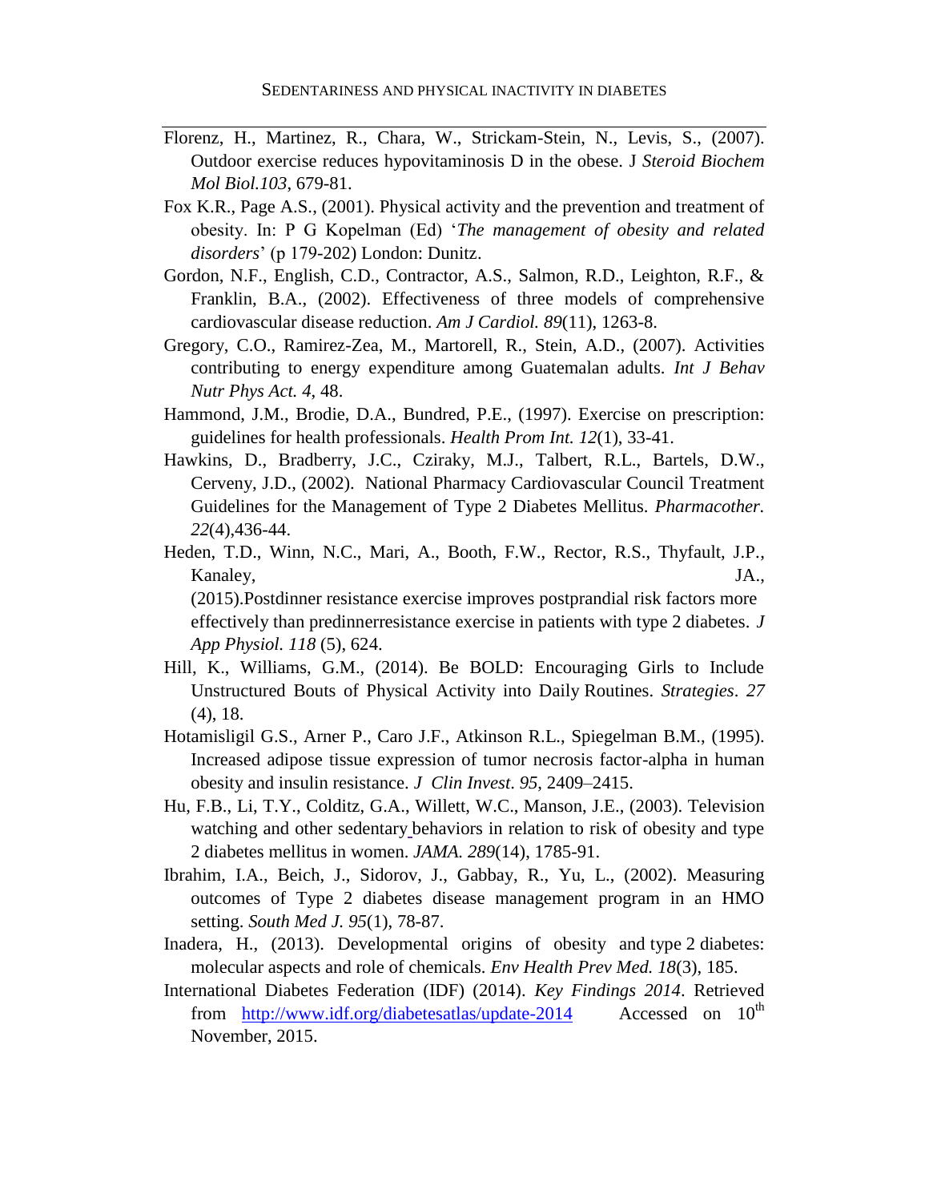Florenz, H., Martinez, R., Chara, W., Strickam-Stein, N., Levis, S., (2007). Outdoor exercise reduces hypovitaminosis D in the obese. J *Steroid Biochem Mol Biol.103*, 679-81.

Fox K.R., Page A.S., (2001). Physical activity and the prevention and treatment of obesity. In: P G Kopelman (Ed) '*The management of obesity and related disorders*' (p 179-202) London: Dunitz.

Gordon, N.F., English, C.D., Contractor, A.S., Salmon, R.D., Leighton, R.F., & Franklin, B.A., (2002). Effectiveness of three models of comprehensive cardiovascular disease reduction. *Am J Cardiol. 89*(11), 1263-8.

Gregory, C.O., Ramirez-Zea, M., Martorell, R., Stein, A.D., (2007). Activities contributing to energy expenditure among Guatemalan adults. *Int J Behav Nutr Phys Act. 4*, 48.

Hammond, J.M., Brodie, D.A., Bundred, P.E., (1997). Exercise on prescription: guidelines for health professionals. *Health Prom Int. 12*(1), 33-41.

Hawkins, D., Bradberry, J.C., Cziraky, M.J., Talbert, R.L., Bartels, D.W., Cerveny, J.D., (2002). National Pharmacy Cardiovascular Council Treatment Guidelines for the Management of Type 2 Diabetes Mellitus. *Pharmacother. 22*(4),436-44.

Heden, T.D., Winn, N.C., Mari, A., Booth, F.W., Rector, R.S., Thyfault, J.P., Kanaley, JA., (2015).Postdinner resistance exercise improves postprandial risk factors more effectively than predinnerresistance exercise in patients with type 2 diabetes. *J App Physiol. 118* (5), 624.

Hill, K., Williams, G.M., (2014). Be BOLD: Encouraging Girls to Include Unstructured Bouts of Physical Activity into Daily Routines. *Strategies*. *27* (4), 18.

Hotamisligil G.S., Arner P., Caro J.F., Atkinson R.L., Spiegelman B.M., (1995). Increased adipose tissue expression of tumor necrosis factor-alpha in human obesity and insulin resistance. *J Clin Invest*. *95*, 2409–2415.

Hu, F.B., Li, T.Y., Colditz, G.A., Willett, W.C., Manson, J.E., (2003). Television watching and other sedentary behaviors in relation to risk of obesity and type 2 diabetes mellitus in women. *JAMA. 289*(14), 1785-91.

Ibrahim, I.A., Beich, J., Sidorov, J., Gabbay, R., Yu, L., (2002). Measuring outcomes of Type 2 diabetes disease management program in an HMO setting. *South Med J. 95*(1), 78-87.

Inadera, H., (2013). Developmental origins of obesity and type 2 diabetes: molecular aspects and role of chemicals. *Env Health Prev Med. 18*(3), 185.

International Diabetes Federation (IDF) (2014). *Key Findings 2014*. Retrieved from http://www.idf.org/diabetesatlas/update-2014 Accessed on 10th November, 2015.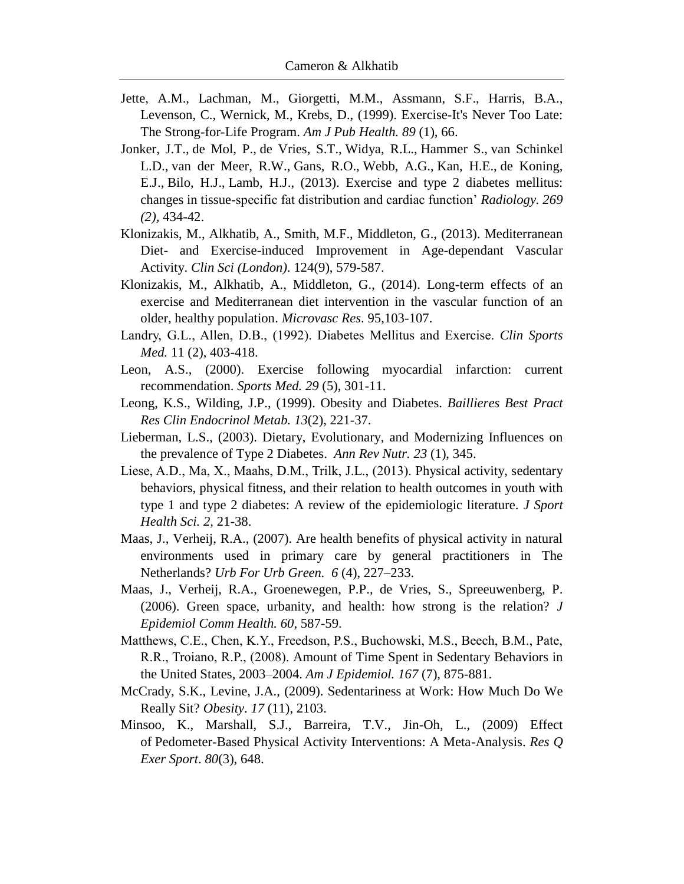Jette, A.M., Lachman, M., Giorgetti, M.M., Assmann, S.F., Harris, B.A., Levenson, C., Wernick, M., Krebs, D., (1999). Exercise-It's Never Too Late: The Strong-for-Life Program. *Am J Pub Health. 89* (1), 66.

Jonker, J.T., de Mol, P., de Vries, S.T., Widya, R.L., Hammer S., van Schinkel L.D., van der Meer, R.W., Gans, R.O., Webb, A.G., Kan, H.E., de Koning, E.J., Bilo, H.J., Lamb, H.J., (2013). Exercise and type 2 diabetes mellitus: changes in tissue-specific fat distribution and cardiac function' *Radiology. 269 (2)*, 434-42.

Klonizakis, M., Alkhatib, A., Smith, M.F., Middleton, G., (2013). Mediterranean Diet- and Exercise-induced Improvement in Age-dependant Vascular Activity. *Clin Sci (London)*. 124(9), 579-587.

Klonizakis, M., Alkhatib, A., Middleton, G., (2014). Long-term effects of an exercise and Mediterranean diet intervention in the vascular function of an older, healthy population. *Microvasc Res*. 95,103-107.

Landry, G.L., Allen, D.B., (1992). Diabetes Mellitus and Exercise. *Clin Sports Med.* 11 (2), 403-418.

Leon, A.S., (2000). Exercise following myocardial infarction: current recommendation. *Sports Med. 29* (5), 301-11.

Leong, K.S., Wilding, J.P., (1999). Obesity and Diabetes. *Baillieres Best Pract Res Clin Endocrinol Metab. 13*(2), 221-37.

Lieberman, L.S., (2003). Dietary, Evolutionary, and Modernizing Influences on the prevalence of Type 2 Diabetes. *Ann Rev Nutr. 23* (1), 345.

Liese, A.D., Ma, X., Maahs, D.M., Trilk, J.L., (2013). Physical activity, sedentary behaviors, physical fitness, and their relation to health outcomes in youth with type 1 and type 2 diabetes: A review of the epidemiologic literature. *J Sport Health Sci. 2,* 21-38.

Maas, J., Verheij, R.A., (2007). Are health benefits of physical activity in natural environments used in primary care by general practitioners in The Netherlands? *Urb For Urb Green. 6* (4), 227–233.

Maas, J., Verheij, R.A., Groenewegen, P.P., de Vries, S., Spreeuwenberg, P. (2006). Green space, urbanity, and health: how strong is the relation? *J Epidemiol Comm Health. 60*, 587-59.

Matthews, C.E., Chen, K.Y., Freedson, P.S., Buchowski, M.S., Beech, B.M., Pate, R.R., Troiano, R.P., (2008). Amount of Time Spent in Sedentary Behaviors in the United States, 2003–2004. *Am J Epidemiol. 167* (7), 875-881.

McCrady, S.K., Levine, J.A., (2009). Sedentariness at Work: How Much Do We Really Sit? *Obesity*. *17* (11), 2103.

Minsoo, K., Marshall, S.J., Barreira, T.V., Jin-Oh, L., (2009) Effect of Pedometer-Based Physical Activity Interventions: A Meta-Analysis. *Res Q Exer Sport*. *80*(3), 648.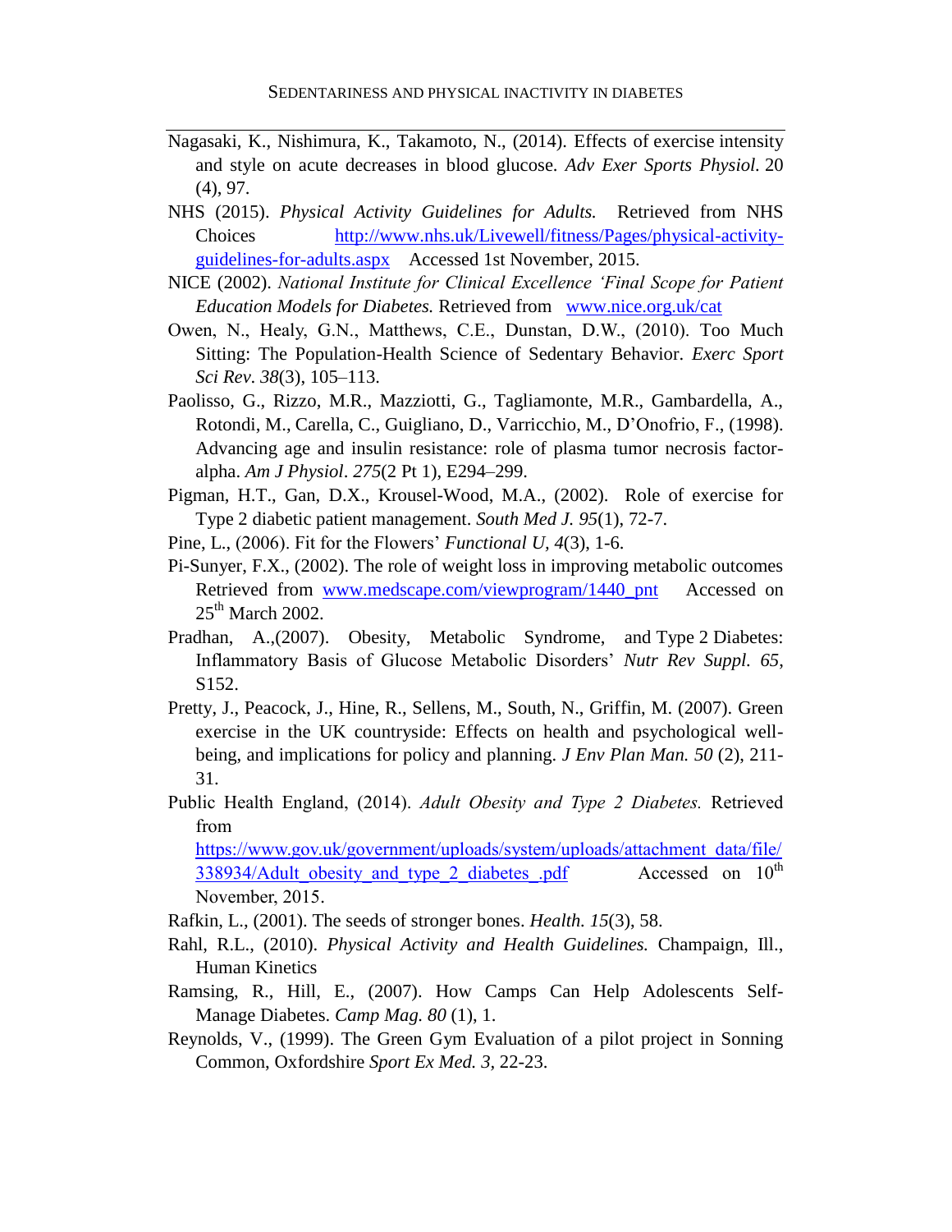Nagasaki, K., Nishimura, K., Takamoto, N., (2014). Effects of exercise intensity and style on acute decreases in blood glucose. *Adv Exer Sports Physiol.* 20 (4), 97.

NHS (2015). *Physical Activity Guidelines for Adults.* Retrieved from NHS Choices http://www.nhs.uk/Livewell/fitness/Pages/physical-activity-guidelines-for-adults.aspx Accessed 1st November, 2015.

NICE (2002). *National Institute for Clinical Excellence 'Final Scope for Patient Education Models for Diabetes.* Retrieved from www.nice.org.uk/cat

Owen, N., Healy, G.N., Matthews, C.E., Dunstan, D.W., (2010). Too Much Sitting: The Population-Health Science of Sedentary Behavior. *Exerc Sport Sci Rev. 38*(3), 105–113.

Paolisso, G., Rizzo, M.R., Mazziotti, G., Tagliamonte, M.R., Gambardella, A., Rotondi, M., Carella, C., Guigliano, D., Varricchio, M., D'Onofrio, F., (1998). Advancing age and insulin resistance: role of plasma tumor necrosis factor-alpha. *Am J Physiol*. *275*(2 Pt 1), E294–299.

Pigman, H.T., Gan, D.X., Krousel-Wood, M.A., (2002). Role of exercise for Type 2 diabetic patient management. *South Med J. 95*(1), 72-7.

Pine, L., (2006). Fit for the Flowers' *Functional U, 4*(3), 1-6.

Pi-Sunyer, F.X., (2002). The role of weight loss in improving metabolic outcomes Retrieved from www.medscape.com/viewprogram/1440_pnt Accessed on 25th March 2002.

Pradhan, A.,(2007). Obesity, Metabolic Syndrome, and Type 2 Diabetes: Inflammatory Basis of Glucose Metabolic Disorders' *Nutr Rev Suppl. 65*, S152.

Pretty, J., Peacock, J., Hine, R., Sellens, M., South, N., Griffin, M. (2007). Green exercise in the UK countryside: Effects on health and psychological well-being, and implications for policy and planning. *J Env Plan Man. 50* (2), 211-31.

Public Health England, (2014). *Adult Obesity and Type 2 Diabetes.* Retrieved from https://www.gov.uk/government/uploads/system/uploads/attachment_data/file/338934/Adult_obesity_and_type_2_diabetes_.pdf Accessed on 10th November, 2015.

Rafkin, L., (2001). The seeds of stronger bones. *Health. 15*(3), 58.

Rahl, R.L., (2010). *Physical Activity and Health Guidelines.* Champaign, Ill., Human Kinetics

Ramsing, R., Hill, E., (2007). How Camps Can Help Adolescents Self-Manage Diabetes. *Camp Mag. 80* (1), 1.

Reynolds, V., (1999). The Green Gym Evaluation of a pilot project in Sonning Common, Oxfordshire *Sport Ex Med. 3*, 22-23.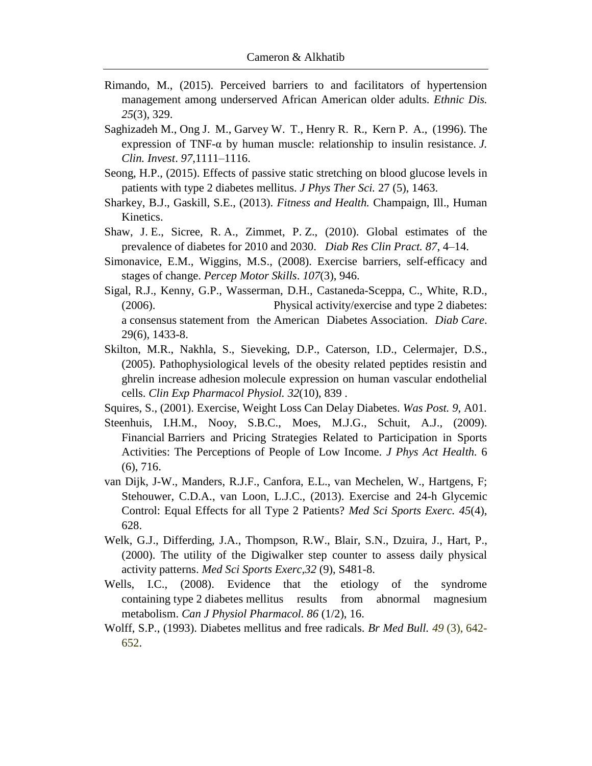Rimando, M., (2015). Perceived barriers to and facilitators of hypertension management among underserved African American older adults. *Ethnic Dis. 25*(3), 329.

Saghizadeh M., Ong J. M., Garvey W. T., Henry R. R., Kern P. A., (1996). The expression of TNF-α by human muscle: relationship to insulin resistance. *J. Clin. Invest*. *97*,1111–1116.

Seong, H.P., (2015). Effects of passive static stretching on blood glucose levels in patients with type 2 diabetes mellitus. *J Phys Ther Sci.* 27 (5), 1463.

Sharkey, B.J., Gaskill, S.E., (2013). *Fitness and Health.* Champaign, Ill., Human Kinetics.

Shaw, J. E., Sicree, R. A., Zimmet, P. Z., (2010). Global estimates of the prevalence of diabetes for 2010 and 2030. *Diab Res Clin Pract. 87*, 4–14.

Simonavice, E.M., Wiggins, M.S., (2008). Exercise barriers, self-efficacy and stages of change. *Percep Motor Skills*. *107*(3), 946.

Sigal, R.J., Kenny, G.P., Wasserman, D.H., Castaneda-Sceppa, C., White, R.D., (2006). Physical activity/exercise and type 2 diabetes: a consensus statement from the American Diabetes Association. *Diab Care*. 29(6), 1433-8.

Skilton, M.R., Nakhla, S., Sieveking, D.P., Caterson, I.D., Celermajer, D.S., (2005). Pathophysiological levels of the obesity related peptides resistin and ghrelin increase adhesion molecule expression on human vascular endothelial cells. *Clin Exp Pharmacol Physiol. 32*(10), 839 .

Squires, S., (2001). Exercise, Weight Loss Can Delay Diabetes. *Was Post. 9*, A01.

Steenhuis, I.H.M., Nooy, S.B.C., Moes, M.J.G., Schuit, A.J., (2009). Financial Barriers and Pricing Strategies Related to Participation in Sports Activities: The Perceptions of People of Low Income. *J Phys Act Health.* 6 (6), 716.

van Dijk, J-W., Manders, R.J.F., Canfora, E.L., van Mechelen, W., Hartgens, F; Stehouwer, C.D.A., van Loon, L.J.C., (2013). Exercise and 24-h Glycemic Control: Equal Effects for all Type 2 Patients? *Med Sci Sports Exerc. 45*(4), 628.

Welk, G.J., Differding, J.A., Thompson, R.W., Blair, S.N., Dzuira, J., Hart, P., (2000). The utility of the Digiwalker step counter to assess daily physical activity patterns. *Med Sci Sports Exerc,32* (9), S481-8.

Wells, I.C., (2008). Evidence that the etiology of the syndrome containing type 2 diabetes mellitus results from abnormal magnesium metabolism. *Can J Physiol Pharmacol. 86* (1/2), 16.

Wolff, S.P., (1993). Diabetes mellitus and free radicals. *Br Med Bull. 49* (3), 642-652.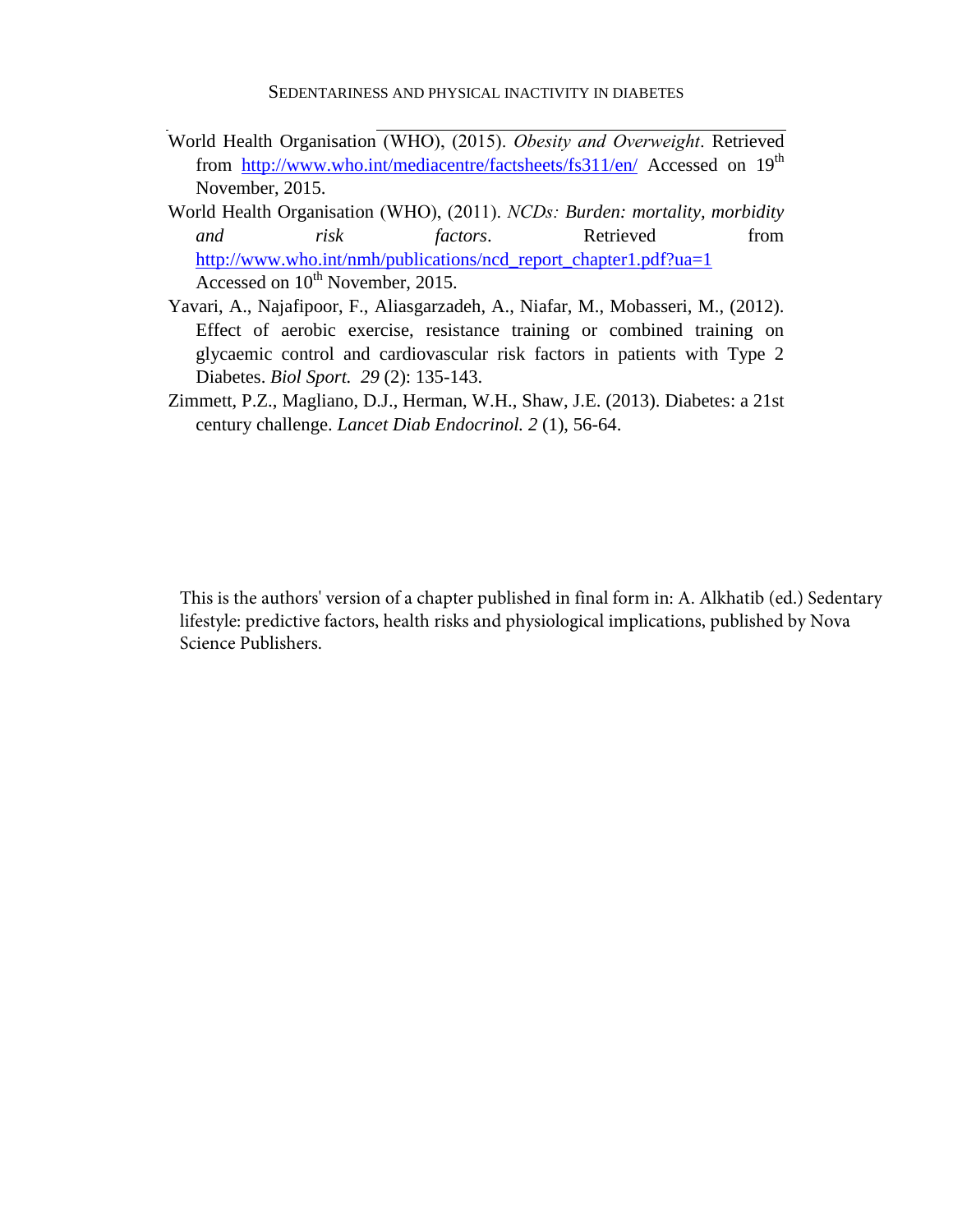World Health Organisation (WHO), (2015). *Obesity and Overweight*. Retrieved from http://www.who.int/mediacentre/factsheets/fs311/en/ Accessed on 19th November, 2015.

World Health Organisation (WHO), (2011). *NCDs: Burden: mortality, morbidity and risk factors*. Retrieved from http://www.who.int/nmh/publications/ncd_report_chapter1.pdf?ua=1 Accessed on 10th November, 2015.

Yavari, A., Najafipoor, F., Aliasgarzadeh, A., Niafar, M., Mobasseri, M., (2012). Effect of aerobic exercise, resistance training or combined training on glycaemic control and cardiovascular risk factors in patients with Type 2 Diabetes. *Biol Sport. 29* (2): 135-143.

Zimmett, P.Z., Magliano, D.J., Herman, W.H., Shaw, J.E. (2013). Diabetes: a 21st century challenge. *Lancet Diab Endocrinol. 2* (1), 56-64.

This is the authors' version of a chapter published in final form in: A. Alkhatib (ed.) Sedentary lifestyle: predictive factors, health risks and physiological implications, published by Nova Science Publishers.